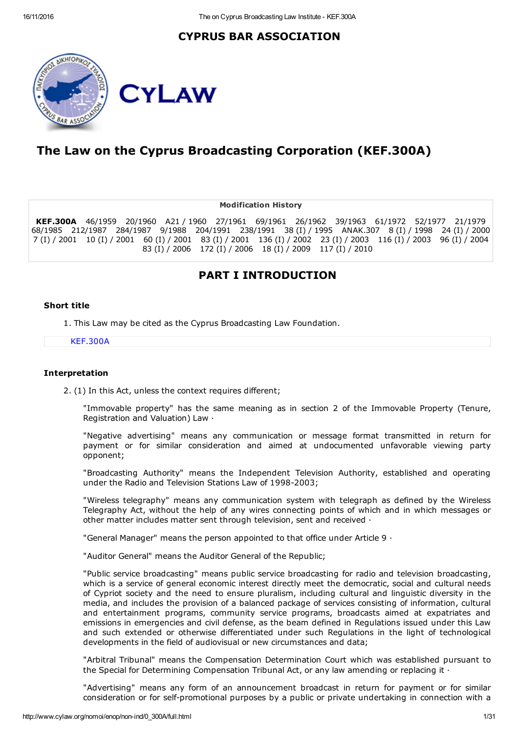# CYPRUS BAR ASSOCIATION

CyLaw

## The Law on the Cyprus Broadcasting Corporation (KEF.300A)

**Modification History**

**KEF.300A** 46/1959 20/1960 A21 / 1960 27/1961 69/1961 26/1962 39/1963 61/1972 52/1977 21/1979 68/1985 212/1987 284/1987 9/1988 204/1991 238/1991 38 (I) / 1995 ANAK.307 8 (I) / 1998 24 (I) / 2000 7 (I) / 2001 10 (I) / 2001 60 (I) / 2001 83 (I) / 2001 136 (I) / 2002 23 (I) / 2003 116 (I) / 2003 96 (I) / 2004 83 (I) / 2006 172 (I) / 2006 18 (I) / 2009 117 (I) / 2010

## PART I INTRODUCTION

### Short title

1. This Law may be cited as the Cyprus Broadcasting Law Foundation.

KEF.300A

### Interpretation

2. (1) In this Act, unless the context requires different;

"Immovable property" has the same meaning as in section 2 of the Immovable Property (Tenure, Registration and Valuation) Law ·

"Negative advertising" means any communication or message format transmitted in return for payment or for similar consideration and aimed at undocumented unfavorable viewing party opponent;

"Broadcasting Authority" means the Independent Television Authority, established and operating under the Radio and Television Stations Law of 1998-2003;

"Wireless telegraphy" means any communication system with telegraph as defined by the Wireless Telegraphy Act, without the help of any wires connecting points of which and in which messages or other matter includes matter sent through television, sent and received ·

"General Manager" means the person appointed to that office under Article 9 ·

"Auditor General" means the Auditor General of the Republic;

"Public service broadcasting" means public service broadcasting for radio and television broadcasting, which is a service of general economic interest directly meet the democratic, social and cultural needs of Cypriot society and the need to ensure pluralism, including cultural and linguistic diversity in the media, and includes the provision of a balanced package of services consisting of information, cultural and entertainment programs, community service programs, broadcasts aimed at expatriates and emissions in emergencies and civil defense, as the beam defined in Regulations issued under this Law and such extended or otherwise differentiated under such Regulations in the light of technological developments in the field of audiovisual or new circumstances and data;

"Arbitral Tribunal" means the Compensation Determination Court which was established pursuant to the Special for Determining Compensation Tribunal Act, or any law amending or replacing it ·

"Advertising" means any form of an announcement broadcast in return for payment or for similar consideration or for self-promotional purposes by a public or private undertaking in connection with a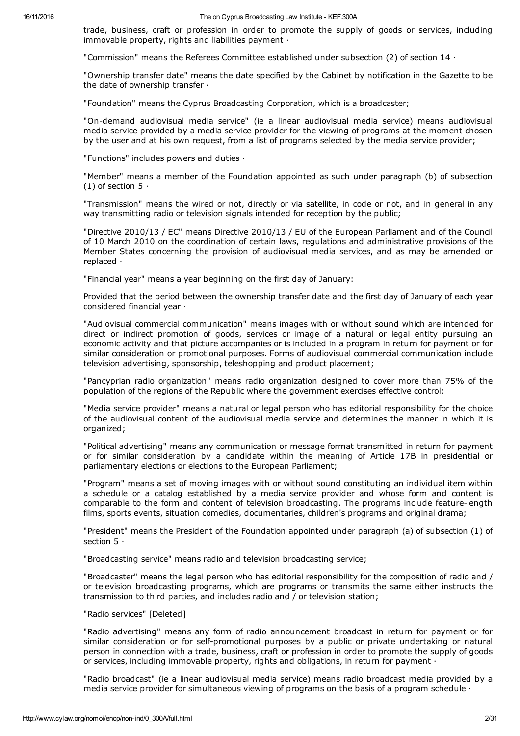trade, business, craft or profession in order to promote the supply of goods or services, including immovable property, rights and liabilities payment ·

"Commission" means the Referees Committee established under subsection (2) of section 14 ·

"Ownership transfer date" means the date specified by the Cabinet by notification in the Gazette to be the date of ownership transfer ·

"Foundation" means the Cyprus Broadcasting Corporation, which is a broadcaster;

"On-demand audiovisual media service" (ie a linear audiovisual media service) means audiovisual media service provided by a media service provider for the viewing of programs at the moment chosen by the user and at his own request, from a list of programs selected by the media service provider;

"Functions" includes powers and duties ·

"Member" means a member of the Foundation appointed as such under paragraph (b) of subsection (1) of section 5 ·

"Transmission" means the wired or not, directly or via satellite, in code or not, and in general in any way transmitting radio or television signals intended for reception by the public;

"Directive 2010/13 / EC" means Directive 2010/13 / EU of the European Parliament and of the Council of 10 March 2010 on the coordination of certain laws, regulations and administrative provisions of the Member States concerning the provision of audiovisual media services, and as may be amended or replaced ·

"Financial year" means a year beginning on the first day of January:

Provided that the period between the ownership transfer date and the first day of January of each year considered financial year ·

"Audiovisual commercial communication" means images with or without sound which are intended for direct or indirect promotion of goods, services or image of a natural or legal entity pursuing an economic activity and that picture accompanies or is included in a program in return for payment or for similar consideration or promotional purposes. Forms of audiovisual commercial communication include television advertising, sponsorship, teleshopping and product placement;

"Pancyprian radio organization" means radio organization designed to cover more than 75% of the population of the regions of the Republic where the government exercises effective control;

"Media service provider" means a natural or legal person who has editorial responsibility for the choice of the audiovisual content of the audiovisual media service and determines the manner in which it is organized;

"Political advertising" means any communication or message format transmitted in return for payment or for similar consideration by a candidate within the meaning of Article 17B in presidential or parliamentary elections or elections to the European Parliament;

"Program" means a set of moving images with or without sound constituting an individual item within a schedule or a catalog established by a media service provider and whose form and content is comparable to the form and content of television broadcasting. The programs include feature-length films, sports events, situation comedies, documentaries, children's programs and original drama;

"President" means the President of the Foundation appointed under paragraph (a) of subsection (1) of section 5 ·

"Broadcasting service" means radio and television broadcasting service;

"Broadcaster" means the legal person who has editorial responsibility for the composition of radio and / or television broadcasting programs, which are programs or transmits the same either instructs the transmission to third parties, and includes radio and / or television station;

"Radio services" [Deleted]

"Radio advertising" means any form of radio announcement broadcast in return for payment or for similar consideration or for self-promotional purposes by a public or private undertaking or natural person in connection with a trade, business, craft or profession in order to promote the supply of goods or services, including immovable property, rights and obligations, in return for payment ·

"Radio broadcast" (ie a linear audiovisual media service) means radio broadcast media provided by a media service provider for simultaneous viewing of programs on the basis of a program schedule ·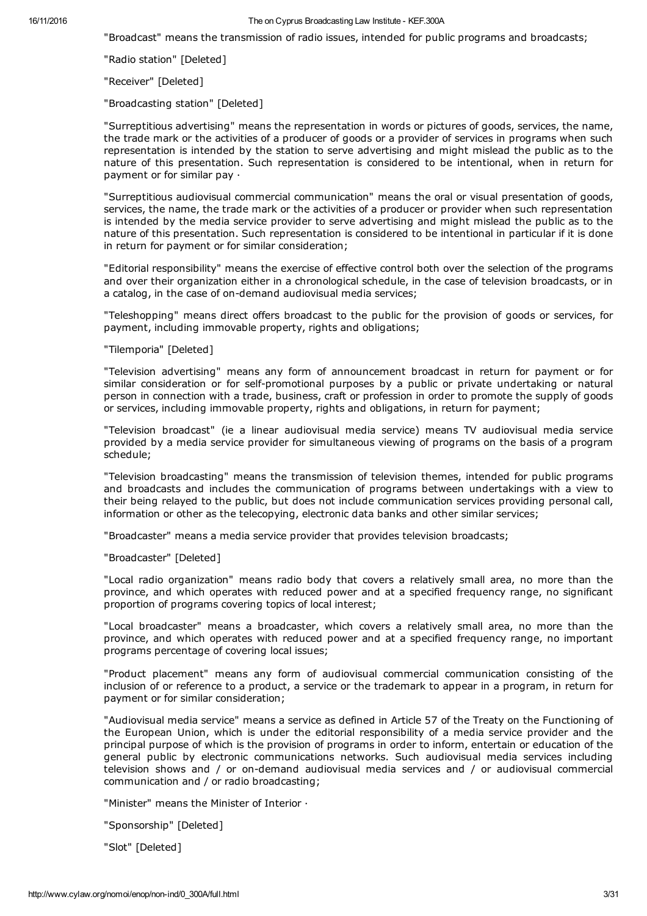"Broadcast" means the transmission of radio issues, intended for public programs and broadcasts;

"Radio station" [Deleted]

"Receiver" [Deleted]

"Broadcasting station" [Deleted]

"Surreptitious advertising" means the representation in words or pictures of goods, services, the name, the trade mark or the activities of a producer of goods or a provider of services in programs when such representation is intended by the station to serve advertising and might mislead the public as to the nature of this presentation. Such representation is considered to be intentional, when in return for payment or for similar pay ·

"Surreptitious audiovisual commercial communication" means the oral or visual presentation of goods, services, the name, the trade mark or the activities of a producer or provider when such representation is intended by the media service provider to serve advertising and might mislead the public as to the nature of this presentation. Such representation is considered to be intentional in particular if it is done in return for payment or for similar consideration;

"Editorial responsibility" means the exercise of effective control both over the selection of the programs and over their organization either in a chronological schedule, in the case of television broadcasts, or in a catalog, in the case of on-demand audiovisual media services;

"Teleshopping" means direct offers broadcast to the public for the provision of goods or services, for payment, including immovable property, rights and obligations;

"Tilemporia" [Deleted]

"Television advertising" means any form of announcement broadcast in return for payment or for similar consideration or for self-promotional purposes by a public or private undertaking or natural person in connection with a trade, business, craft or profession in order to promote the supply of goods or services, including immovable property, rights and obligations, in return for payment;

"Television broadcast" (ie a linear audiovisual media service) means TV audiovisual media service provided by a media service provider for simultaneous viewing of programs on the basis of a program schedule;

"Television broadcasting" means the transmission of television themes, intended for public programs and broadcasts and includes the communication of programs between undertakings with a view to their being relayed to the public, but does not include communication services providing personal call, information or other as the telecopying, electronic data banks and other similar services;

"Broadcaster" means a media service provider that provides television broadcasts;

"Broadcaster" [Deleted]

"Local radio organization" means radio body that covers a relatively small area, no more than the province, and which operates with reduced power and at a specified frequency range, no significant proportion of programs covering topics of local interest;

"Local broadcaster" means a broadcaster, which covers a relatively small area, no more than the province, and which operates with reduced power and at a specified frequency range, no important programs percentage of covering local issues;

"Product placement" means any form of audiovisual commercial communication consisting of the inclusion of or reference to a product, a service or the trademark to appear in a program, in return for payment or for similar consideration;

"Audiovisual media service" means a service as defined in Article 57 of the Treaty on the Functioning of the European Union, which is under the editorial responsibility of a media service provider and the principal purpose of which is the provision of programs in order to inform, entertain or education of the general public by electronic communications networks. Such audiovisual media services including television shows and / or on-demand audiovisual media services and / or audiovisual commercial communication and / or radio broadcasting;

"Minister" means the Minister of Interior ·

"Sponsorship" [Deleted]

"Slot" [Deleted]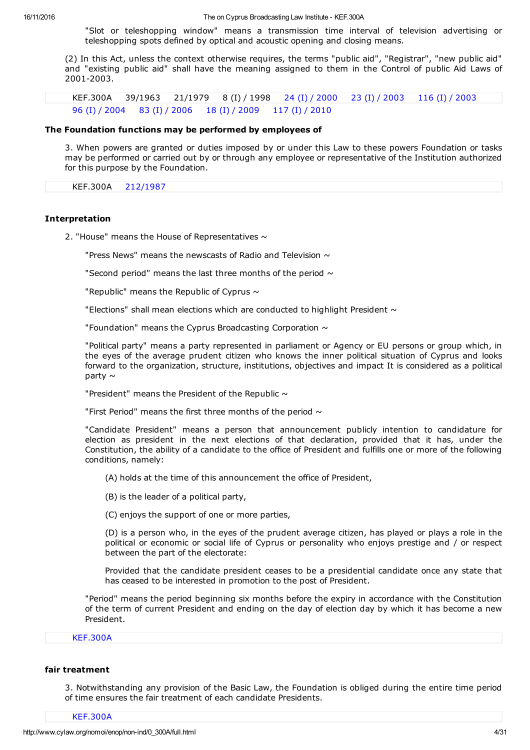"Slot or teleshopping window" means a transmission time interval of television advertising or teleshopping spots defined by optical and acoustic opening and closing means.

(2) In this Act, unless the context otherwise requires, the terms "public aid", "Registrar", "new public aid" and "existing public aid" shall have the meaning assigned to them in the Control of public Aid Laws of 2001-2003.

KEF.300A 39/1963 21/1979 8 (I) / 1998 24 (I) / 2000 23 (I) / 2003 116 (I) / 2003 96 (I) / 2004 83 (I) / 2006 18 (I) / 2009 117 (I) / 2010

### The Foundation functions may be performed by employees of

3. When powers are granted or duties imposed by or under this Law to these powers Foundation or tasks may be performed or carried out by or through any employee or representative of the Institution authorized for this purpose by the Foundation.

KEF.300A 212/1987

### Interpretation

2. "House" means the House of Representatives ~

"Press News" means the newscasts of Radio and Television ~

"Second period" means the last three months of the period ~

"Republic" means the Republic of Cyprus ~

"Elections" shall mean elections which are conducted to highlight President ~

"Foundation" means the Cyprus Broadcasting Corporation ~

"Political party" means a party represented in parliament or Agency or EU persons or group which, in the eyes of the average prudent citizen who knows the inner political situation of Cyprus and looks forward to the organization, structure, institutions, objectives and impact It is considered as a political party ~

"President" means the President of the Republic ~

"First Period" means the first three months of the period ~

"Candidate President" means a person that announcement publicly intention to candidature for election as president in the next elections of that declaration, provided that it has, under the Constitution, the ability of a candidate to the office of President and fulfills one or more of the following conditions, namely:

(A) holds at the time of this announcement the office of President,

(B) is the leader of a political party,

(C) enjoys the support of one or more parties,

(D) is a person who, in the eyes of the prudent average citizen, has played or plays a role in the political or economic or social life of Cyprus or personality who enjoys prestige and / or respect between the part of the electorate:

Provided that the candidate president ceases to be a presidential candidate once any state that has ceased to be interested in promotion to the post of President.

"Period" means the period beginning six months before the expiry in accordance with the Constitution of the term of current President and ending on the day of election day by which it has become a new President.

KEF.300A

### fair treatment

3. Notwithstanding any provision of the Basic Law, the Foundation is obliged during the entire time period of time ensures the fair treatment of each candidate Presidents.

KEF.300A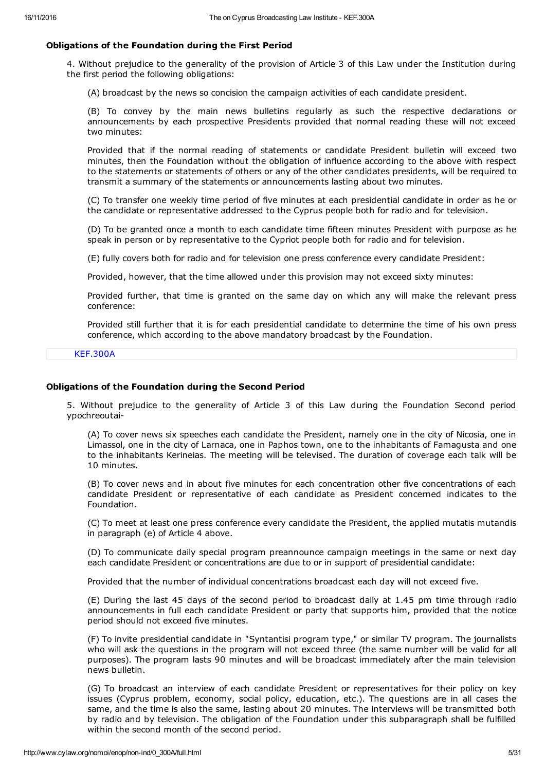### Obligations of the Foundation during the First Period

4. Without prejudice to the generality of the provision of Article 3 of this Law under the Institution during the first period the following obligations:

(A) broadcast by the news so concision the campaign activities of each candidate president.

(B) To convey by the main news bulletins regularly as such the respective declarations or announcements by each prospective Presidents provided that normal reading these will not exceed two minutes:

Provided that if the normal reading of statements or candidate President bulletin will exceed two minutes, then the Foundation without the obligation of influence according to the above with respect to the statements or statements of others or any of the other candidates presidents, will be required to transmit a summary of the statements or announcements lasting about two minutes.

(C) To transfer one weekly time period of five minutes at each presidential candidate in order as he or the candidate or representative addressed to the Cyprus people both for radio and for television.

(D) To be granted once a month to each candidate time fifteen minutes President with purpose as he speak in person or by representative to the Cypriot people both for radio and for television.

(E) fully covers both for radio and for television one press conference every candidate President:

Provided, however, that the time allowed under this provision may not exceed sixty minutes:

Provided further, that time is granted on the same day on which any will make the relevant press conference:

Provided still further that it is for each presidential candidate to determine the time of his own press conference, which according to the above mandatory broadcast by the Foundation.

KEF.300A

### Obligations of the Foundation during the Second Period

5. Without prejudice to the generality of Article 3 of this Law during the Foundation Second period ypochreoutai-

(A) To cover news six speeches each candidate the President, namely one in the city of Nicosia, one in Limassol, one in the city of Larnaca, one in Paphos town, one to the inhabitants of Famagusta and one to the inhabitants Kerineias. The meeting will be televised. The duration of coverage each talk will be 10 minutes.

(B) To cover news and in about five minutes for each concentration other five concentrations of each candidate President or representative of each candidate as President concerned indicates to the Foundation.

(C) To meet at least one press conference every candidate the President, the applied mutatis mutandis in paragraph (e) of Article 4 above.

(D) To communicate daily special program preannounce campaign meetings in the same or next day each candidate President or concentrations are due to or in support of presidential candidate:

Provided that the number of individual concentrations broadcast each day will not exceed five.

(E) During the last 45 days of the second period to broadcast daily at 1.45 pm time through radio announcements in full each candidate President or party that supports him, provided that the notice period should not exceed five minutes.

(F) To invite presidential candidate in "Syntantisi program type," or similar TV program. The journalists who will ask the questions in the program will not exceed three (the same number will be valid for all purposes). The program lasts 90 minutes and will be broadcast immediately after the main television news bulletin.

(G) To broadcast an interview of each candidate President or representatives for their policy on key issues (Cyprus problem, economy, social policy, education, etc.). The questions are in all cases the same, and the time is also the same, lasting about 20 minutes. The interviews will be transmitted both by radio and by television. The obligation of the Foundation under this subparagraph shall be fulfilled within the second month of the second period.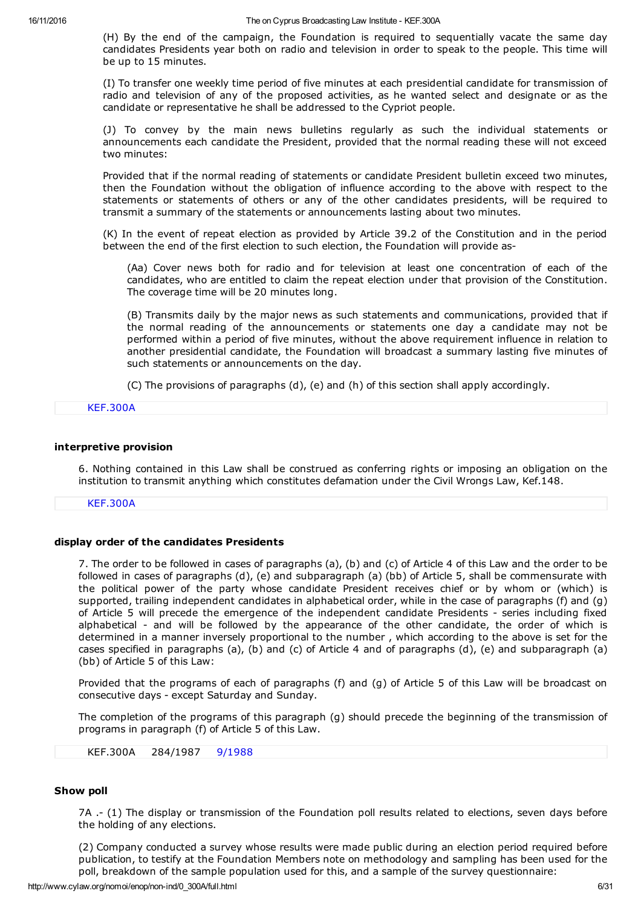(H) By the end of the campaign, the Foundation is required to sequentially vacate the same day candidates Presidents year both on radio and television in order to speak to the people. This time will be up to 15 minutes.

(I) To transfer one weekly time period of five minutes at each presidential candidate for transmission of radio and television of any of the proposed activities, as he wanted select and designate or as the candidate or representative he shall be addressed to the Cypriot people.

(J) To convey by the main news bulletins regularly as such the individual statements or announcements each candidate the President, provided that the normal reading these will not exceed two minutes:

Provided that if the normal reading of statements or candidate President bulletin exceed two minutes, then the Foundation without the obligation of influence according to the above with respect to the statements or statements of others or any of the other candidates presidents, will be required to transmit a summary of the statements or announcements lasting about two minutes.

(K) In the event of repeat election as provided by Article 39.2 of the Constitution and in the period between the end of the first election to such election, the Foundation will provide as-

> (Aa) Cover news both for radio and for television at least one concentration of each of the candidates, who are entitled to claim the repeat election under that provision of the Constitution. The coverage time will be 20 minutes long.
>
> (B) Transmits daily by the major news as such statements and communications, provided that if the normal reading of the announcements or statements one day a candidate may not be performed within a period of five minutes, without the above requirement influence in relation to another presidential candidate, the Foundation will broadcast a summary lasting five minutes of such statements or announcements on the day.
>
> (C) The provisions of paragraphs (d), (e) and (h) of this section shall apply accordingly.

KEF.300A

**interpretive provision**

6. Nothing contained in this Law shall be construed as conferring rights or imposing an obligation on the institution to transmit anything which constitutes defamation under the Civil Wrongs Law, Kef.148.

KEF.300A

**display order of the candidates Presidents**

7. The order to be followed in cases of paragraphs (a), (b) and (c) of Article 4 of this Law and the order to be followed in cases of paragraphs (d), (e) and subparagraph (a) (bb) of Article 5, shall be commensurate with the political power of the party whose candidate President receives chief or by whom or (which) is supported, trailing independent candidates in alphabetical order, while in the case of paragraphs (f) and (g) of Article 5 will precede the emergence of the independent candidate Presidents - series including fixed alphabetical - and will be followed by the appearance of the other candidate, the order of which is determined in a manner inversely proportional to the number , which according to the above is set for the cases specified in paragraphs (a), (b) and (c) of Article 4 and of paragraphs (d), (e) and subparagraph (a) (bb) of Article 5 of this Law:

Provided that the programs of each of paragraphs (f) and (g) of Article 5 of this Law will be broadcast on consecutive days - except Saturday and Sunday.

The completion of the programs of this paragraph (g) should precede the beginning of the transmission of programs in paragraph (f) of Article 5 of this Law.

KEF.300A 284/1987 9/1988

**Show poll**

7A .- (1) The display or transmission of the Foundation poll results related to elections, seven days before the holding of any elections.

(2) Company conducted a survey whose results were made public during an election period required before publication, to testify at the Foundation Members note on methodology and sampling has been used for the poll, breakdown of the sample population used for this, and a sample of the survey questionnaire: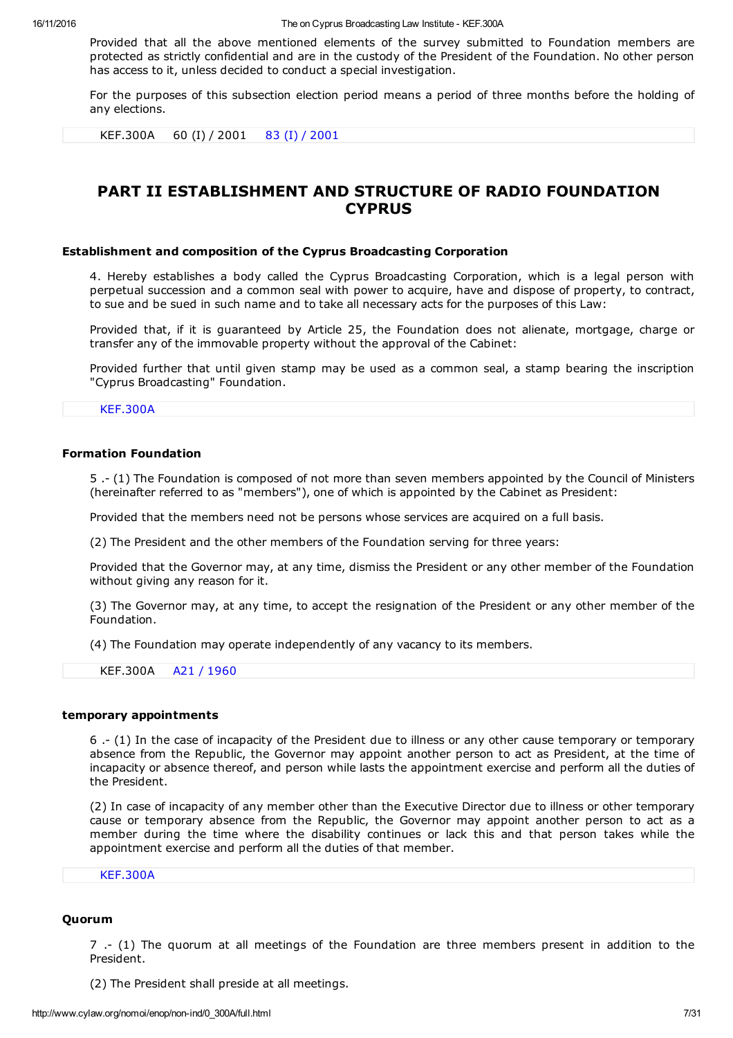Provided that all the above mentioned elements of the survey submitted to Foundation members are protected as strictly confidential and are in the custody of the President of the Foundation. No other person has access to it, unless decided to conduct a special investigation.

For the purposes of this subsection election period means a period of three months before the holding of any elections.

KEF.300A 60 (I) / 2001 83 (I) / 2001

## PART II ESTABLISHMENT AND STRUCTURE OF RADIO FOUNDATION CYPRUS

### Establishment and composition of the Cyprus Broadcasting Corporation

4. Hereby establishes a body called the Cyprus Broadcasting Corporation, which is a legal person with perpetual succession and a common seal with power to acquire, have and dispose of property, to contract, to sue and be sued in such name and to take all necessary acts for the purposes of this Law:

Provided that, if it is guaranteed by Article 25, the Foundation does not alienate, mortgage, charge or transfer any of the immovable property without the approval of the Cabinet:

Provided further that until given stamp may be used as a common seal, a stamp bearing the inscription "Cyprus Broadcasting" Foundation.

KEF.300A

### Formation Foundation

5 .- (1) The Foundation is composed of not more than seven members appointed by the Council of Ministers (hereinafter referred to as "members"), one of which is appointed by the Cabinet as President:

Provided that the members need not be persons whose services are acquired on a full basis.

(2) The President and the other members of the Foundation serving for three years:

Provided that the Governor may, at any time, dismiss the President or any other member of the Foundation without giving any reason for it.

(3) The Governor may, at any time, to accept the resignation of the President or any other member of the Foundation.

(4) The Foundation may operate independently of any vacancy to its members.

KEF.300A A21 / 1960

### temporary appointments

6 .- (1) In the case of incapacity of the President due to illness or any other cause temporary or temporary absence from the Republic, the Governor may appoint another person to act as President, at the time of incapacity or absence thereof, and person while lasts the appointment exercise and perform all the duties of the President.

(2) In case of incapacity of any member other than the Executive Director due to illness or other temporary cause or temporary absence from the Republic, the Governor may appoint another person to act as a member during the time where the disability continues or lack this and that person takes while the appointment exercise and perform all the duties of that member.

KEF.300A

### Quorum

7 .- (1) The quorum at all meetings of the Foundation are three members present in addition to the President.

(2) The President shall preside at all meetings.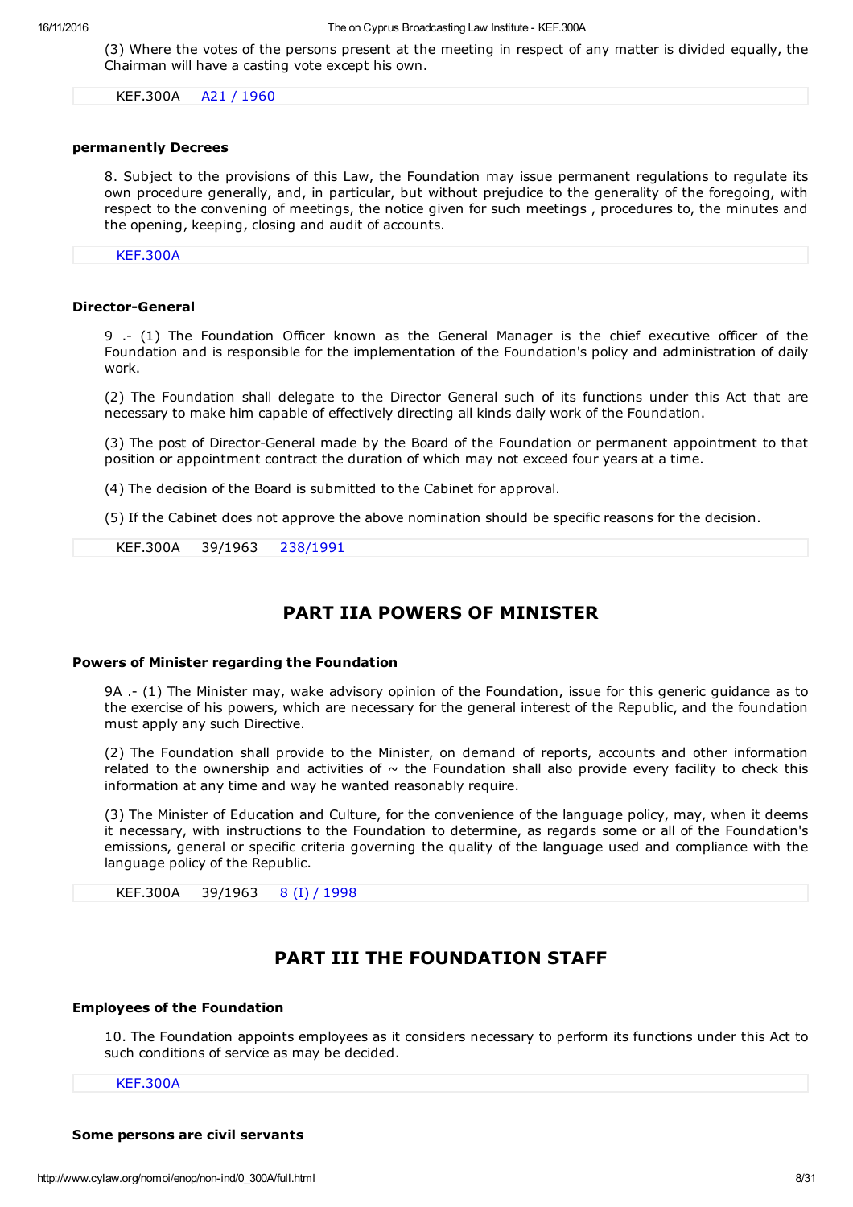(3) Where the votes of the persons present at the meeting in respect of any matter is divided equally, the Chairman will have a casting vote except his own.

KEF.300A A21 / 1960

#### permanently Decrees

8. Subject to the provisions of this Law, the Foundation may issue permanent regulations to regulate its own procedure generally, and, in particular, but without prejudice to the generality of the foregoing, with respect to the convening of meetings, the notice given for such meetings , procedures to, the minutes and the opening, keeping, closing and audit of accounts.

KEF.300A

#### Director-General

9 .- (1) The Foundation Officer known as the General Manager is the chief executive officer of the Foundation and is responsible for the implementation of the Foundation's policy and administration of daily work.

(2) The Foundation shall delegate to the Director General such of its functions under this Act that are necessary to make him capable of effectively directing all kinds daily work of the Foundation.

(3) The post of Director-General made by the Board of the Foundation or permanent appointment to that position or appointment contract the duration of which may not exceed four years at a time.

(4) The decision of the Board is submitted to the Cabinet for approval.

(5) If the Cabinet does not approve the above nomination should be specific reasons for the decision.

KEF.300A 39/1963 238/1991

## PART IIA POWERS OF MINISTER

#### Powers of Minister regarding the Foundation

9A .- (1) The Minister may, wake advisory opinion of the Foundation, issue for this generic guidance as to the exercise of his powers, which are necessary for the general interest of the Republic, and the foundation must apply any such Directive.

(2) The Foundation shall provide to the Minister, on demand of reports, accounts and other information related to the ownership and activities of ~ the Foundation shall also provide every facility to check this information at any time and way he wanted reasonably require.

(3) The Minister of Education and Culture, for the convenience of the language policy, may, when it deems it necessary, with instructions to the Foundation to determine, as regards some or all of the Foundation's emissions, general or specific criteria governing the quality of the language used and compliance with the language policy of the Republic.

KEF.300A 39/1963 8 (I) / 1998

## PART III THE FOUNDATION STAFF

#### Employees of the Foundation

10. The Foundation appoints employees as it considers necessary to perform its functions under this Act to such conditions of service as may be decided.

KEF.300A

#### Some persons are civil servants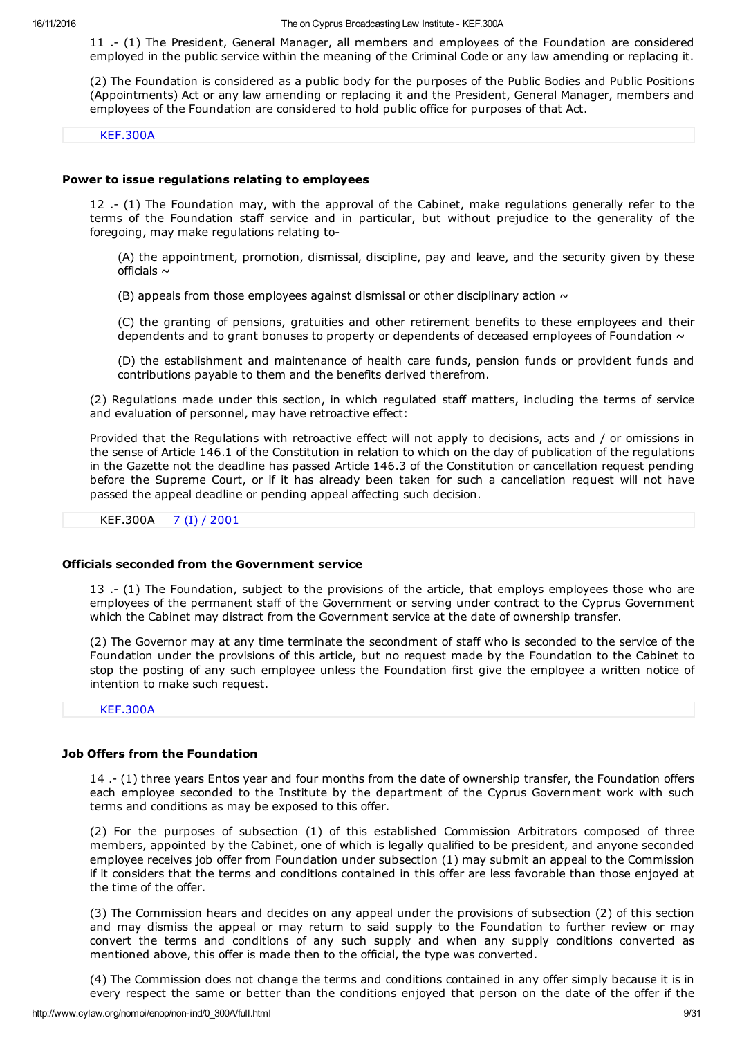11 .- (1) The President, General Manager, all members and employees of the Foundation are considered employed in the public service within the meaning of the Criminal Code or any law amending or replacing it.

(2) The Foundation is considered as a public body for the purposes of the Public Bodies and Public Positions (Appointments) Act or any law amending or replacing it and the President, General Manager, members and employees of the Foundation are considered to hold public office for purposes of that Act.

KEF.300A

### Power to issue regulations relating to employees

12 .- (1) The Foundation may, with the approval of the Cabinet, make regulations generally refer to the terms of the Foundation staff service and in particular, but without prejudice to the generality of the foregoing, may make regulations relating to-

(A) the appointment, promotion, dismissal, discipline, pay and leave, and the security given by these officials ~

(B) appeals from those employees against dismissal or other disciplinary action ~

(C) the granting of pensions, gratuities and other retirement benefits to these employees and their dependents and to grant bonuses to property or dependents of deceased employees of Foundation ~

(D) the establishment and maintenance of health care funds, pension funds or provident funds and contributions payable to them and the benefits derived therefrom.

(2) Regulations made under this section, in which regulated staff matters, including the terms of service and evaluation of personnel, may have retroactive effect:

Provided that the Regulations with retroactive effect will not apply to decisions, acts and / or omissions in the sense of Article 146.1 of the Constitution in relation to which on the day of publication of the regulations in the Gazette not the deadline has passed Article 146.3 of the Constitution or cancellation request pending before the Supreme Court, or if it has already been taken for such a cancellation request will not have passed the appeal deadline or pending appeal affecting such decision.

KEF.300A 7 (I) / 2001

### Officials seconded from the Government service

13 .- (1) The Foundation, subject to the provisions of the article, that employs employees those who are employees of the permanent staff of the Government or serving under contract to the Cyprus Government which the Cabinet may distract from the Government service at the date of ownership transfer.

(2) The Governor may at any time terminate the secondment of staff who is seconded to the service of the Foundation under the provisions of this article, but no request made by the Foundation to the Cabinet to stop the posting of any such employee unless the Foundation first give the employee a written notice of intention to make such request.

KEF.300A

### Job Offers from the Foundation

14 .- (1) three years Entos year and four months from the date of ownership transfer, the Foundation offers each employee seconded to the Institute by the department of the Cyprus Government work with such terms and conditions as may be exposed to this offer.

(2) For the purposes of subsection (1) of this established Commission Arbitrators composed of three members, appointed by the Cabinet, one of which is legally qualified to be president, and anyone seconded employee receives job offer from Foundation under subsection (1) may submit an appeal to the Commission if it considers that the terms and conditions contained in this offer are less favorable than those enjoyed at the time of the offer.

(3) The Commission hears and decides on any appeal under the provisions of subsection (2) of this section and may dismiss the appeal or may return to said supply to the Foundation to further review or may convert the terms and conditions of any such supply and when any supply conditions converted as mentioned above, this offer is made then to the official, the type was converted.

(4) The Commission does not change the terms and conditions contained in any offer simply because it is in every respect the same or better than the conditions enjoyed that person on the date of the offer if the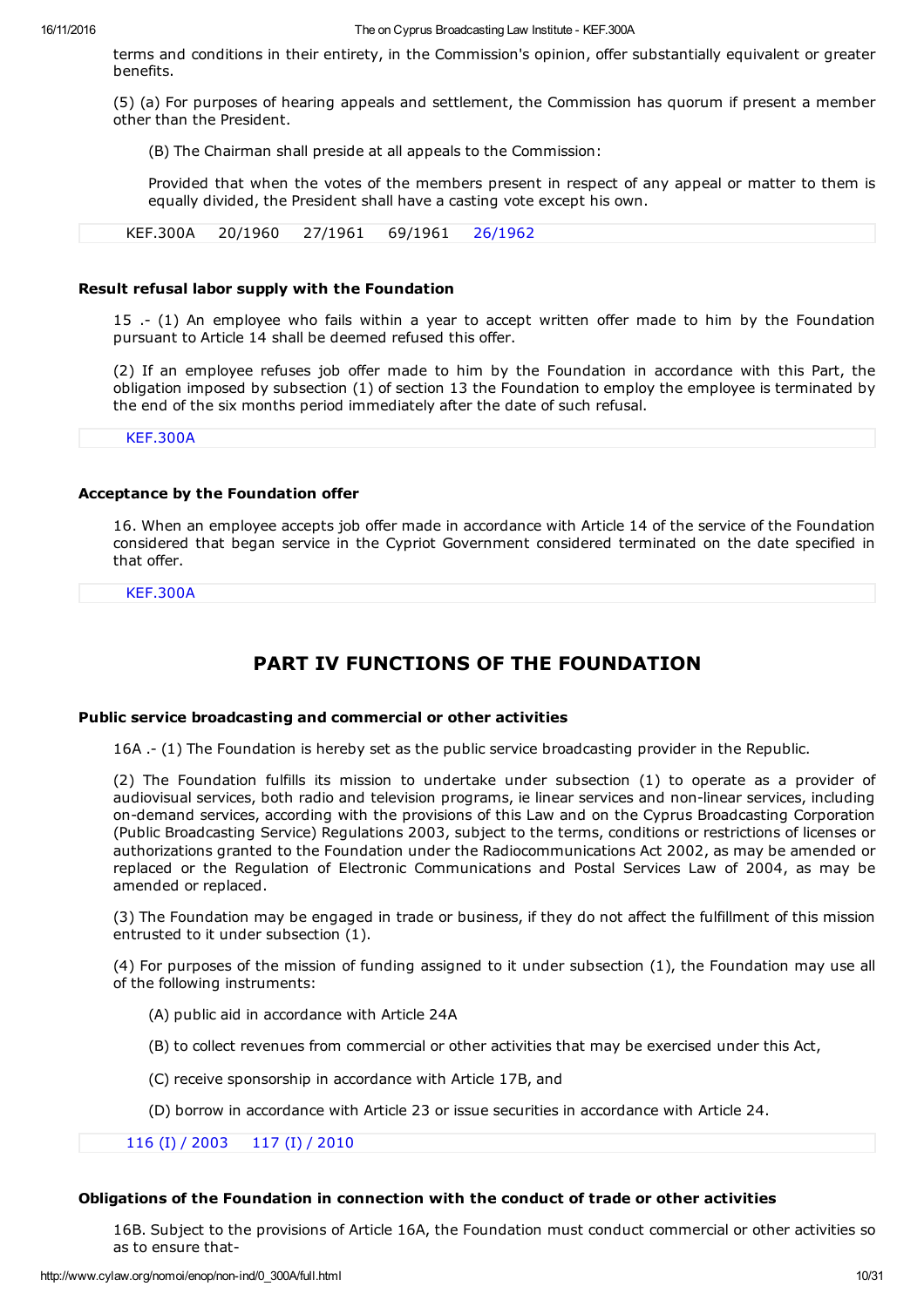terms and conditions in their entirety, in the Commission's opinion, offer substantially equivalent or greater benefits.

(5) (a) For purposes of hearing appeals and settlement, the Commission has quorum if present a member other than the President.

(B) The Chairman shall preside at all appeals to the Commission:

Provided that when the votes of the members present in respect of any appeal or matter to them is equally divided, the President shall have a casting vote except his own.

KEF.300A 20/1960 27/1961 69/1961 26/1962

#### Result refusal labor supply with the Foundation

15 .- (1) An employee who fails within a year to accept written offer made to him by the Foundation pursuant to Article 14 shall be deemed refused this offer.

(2) If an employee refuses job offer made to him by the Foundation in accordance with this Part, the obligation imposed by subsection (1) of section 13 the Foundation to employ the employee is terminated by the end of the six months period immediately after the date of such refusal.

KEF.300A

#### Acceptance by the Foundation offer

16. When an employee accepts job offer made in accordance with Article 14 of the service of the Foundation considered that began service in the Cypriot Government considered terminated on the date specified in that offer.

KEF.300A

## PART IV FUNCTIONS OF THE FOUNDATION

#### Public service broadcasting and commercial or other activities

16A .- (1) The Foundation is hereby set as the public service broadcasting provider in the Republic.

(2) The Foundation fulfills its mission to undertake under subsection (1) to operate as a provider of audiovisual services, both radio and television programs, ie linear services and non-linear services, including on-demand services, according with the provisions of this Law and on the Cyprus Broadcasting Corporation (Public Broadcasting Service) Regulations 2003, subject to the terms, conditions or restrictions of licenses or authorizations granted to the Foundation under the Radiocommunications Act 2002, as may be amended or replaced or the Regulation of Electronic Communications and Postal Services Law of 2004, as may be amended or replaced.

(3) The Foundation may be engaged in trade or business, if they do not affect the fulfillment of this mission entrusted to it under subsection (1).

(4) For purposes of the mission of funding assigned to it under subsection (1), the Foundation may use all of the following instruments:

(A) public aid in accordance with Article 24A

(B) to collect revenues from commercial or other activities that may be exercised under this Act,

(C) receive sponsorship in accordance with Article 17B, and

(D) borrow in accordance with Article 23 or issue securities in accordance with Article 24.

116 (I) / 2003 117 (I) / 2010

#### Obligations of the Foundation in connection with the conduct of trade or other activities

16B. Subject to the provisions of Article 16A, the Foundation must conduct commercial or other activities so as to ensure that-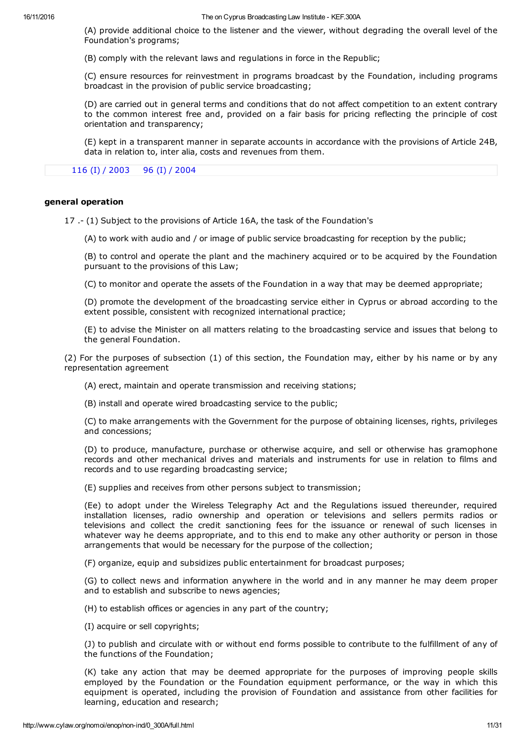(A) provide additional choice to the listener and the viewer, without degrading the overall level of the Foundation's programs;

(B) comply with the relevant laws and regulations in force in the Republic;

(C) ensure resources for reinvestment in programs broadcast by the Foundation, including programs broadcast in the provision of public service broadcasting;

(D) are carried out in general terms and conditions that do not affect competition to an extent contrary to the common interest free and, provided on a fair basis for pricing reflecting the principle of cost orientation and transparency;

(E) kept in a transparent manner in separate accounts in accordance with the provisions of Article 24B, data in relation to, inter alia, costs and revenues from them.

116 (I) / 2003 96 (I) / 2004

**general operation**

17 .- (1) Subject to the provisions of Article 16A, the task of the Foundation's

(A) to work with audio and / or image of public service broadcasting for reception by the public;

(B) to control and operate the plant and the machinery acquired or to be acquired by the Foundation pursuant to the provisions of this Law;

(C) to monitor and operate the assets of the Foundation in a way that may be deemed appropriate;

(D) promote the development of the broadcasting service either in Cyprus or abroad according to the extent possible, consistent with recognized international practice;

(E) to advise the Minister on all matters relating to the broadcasting service and issues that belong to the general Foundation.

(2) For the purposes of subsection (1) of this section, the Foundation may, either by his name or by any representation agreement

(A) erect, maintain and operate transmission and receiving stations;

(B) install and operate wired broadcasting service to the public;

(C) to make arrangements with the Government for the purpose of obtaining licenses, rights, privileges and concessions;

(D) to produce, manufacture, purchase or otherwise acquire, and sell or otherwise has gramophone records and other mechanical drives and materials and instruments for use in relation to films and records and to use regarding broadcasting service;

(E) supplies and receives from other persons subject to transmission;

(Ee) to adopt under the Wireless Telegraphy Act and the Regulations issued thereunder, required installation licenses, radio ownership and operation or televisions and sellers permits radios or televisions and collect the credit sanctioning fees for the issuance or renewal of such licenses in whatever way he deems appropriate, and to this end to make any other authority or person in those arrangements that would be necessary for the purpose of the collection;

(F) organize, equip and subsidizes public entertainment for broadcast purposes;

(G) to collect news and information anywhere in the world and in any manner he may deem proper and to establish and subscribe to news agencies;

(H) to establish offices or agencies in any part of the country;

(I) acquire or sell copyrights;

(J) to publish and circulate with or without end forms possible to contribute to the fulfillment of any of the functions of the Foundation;

(K) take any action that may be deemed appropriate for the purposes of improving people skills employed by the Foundation or the Foundation equipment performance, or the way in which this equipment is operated, including the provision of Foundation and assistance from other facilities for learning, education and research;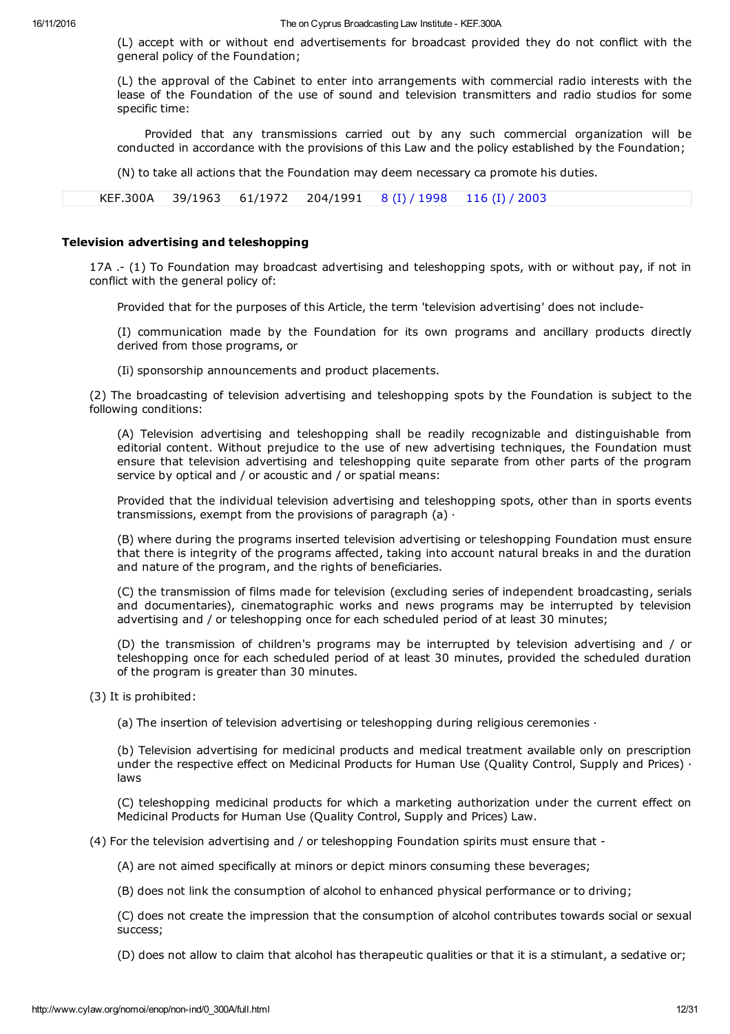(L) accept with or without end advertisements for broadcast provided they do not conflict with the general policy of the Foundation;

(L) the approval of the Cabinet to enter into arrangements with commercial radio interests with the lease of the Foundation of the use of sound and television transmitters and radio studios for some specific time:

Provided that any transmissions carried out by any such commercial organization will be conducted in accordance with the provisions of this Law and the policy established by the Foundation;

(N) to take all actions that the Foundation may deem necessary ca promote his duties.

| | | | | | |
|---|---|---|---|---|---|
| KEF.300A | 39/1963 | 61/1972 | 204/1991 | 8 (I) / 1998 | 116 (I) / 2003 |

**Television advertising and teleshopping**

17A .- (1) To Foundation may broadcast advertising and teleshopping spots, with or without pay, if not in conflict with the general policy of:

Provided that for the purposes of this Article, the term 'television advertising' does not include-

(I) communication made by the Foundation for its own programs and ancillary products directly derived from those programs, or

(Ii) sponsorship announcements and product placements.

(2) The broadcasting of television advertising and teleshopping spots by the Foundation is subject to the following conditions:

(A) Television advertising and teleshopping shall be readily recognizable and distinguishable from editorial content. Without prejudice to the use of new advertising techniques, the Foundation must ensure that television advertising and teleshopping quite separate from other parts of the program service by optical and / or acoustic and / or spatial means:

Provided that the individual television advertising and teleshopping spots, other than in sports events transmissions, exempt from the provisions of paragraph (a) ·

(B) where during the programs inserted television advertising or teleshopping Foundation must ensure that there is integrity of the programs affected, taking into account natural breaks in and the duration and nature of the program, and the rights of beneficiaries.

(C) the transmission of films made for television (excluding series of independent broadcasting, serials and documentaries), cinematographic works and news programs may be interrupted by television advertising and / or teleshopping once for each scheduled period of at least 30 minutes;

(D) the transmission of children's programs may be interrupted by television advertising and / or teleshopping once for each scheduled period of at least 30 minutes, provided the scheduled duration of the program is greater than 30 minutes.

(3) It is prohibited:

(a) The insertion of television advertising or teleshopping during religious ceremonies ·

(b) Television advertising for medicinal products and medical treatment available only on prescription under the respective effect on Medicinal Products for Human Use (Quality Control, Supply and Prices) · laws

(C) teleshopping medicinal products for which a marketing authorization under the current effect on Medicinal Products for Human Use (Quality Control, Supply and Prices) Law.

(4) For the television advertising and / or teleshopping Foundation spirits must ensure that -

(A) are not aimed specifically at minors or depict minors consuming these beverages;

(B) does not link the consumption of alcohol to enhanced physical performance or to driving;

(C) does not create the impression that the consumption of alcohol contributes towards social or sexual success;

(D) does not allow to claim that alcohol has therapeutic qualities or that it is a stimulant, a sedative or;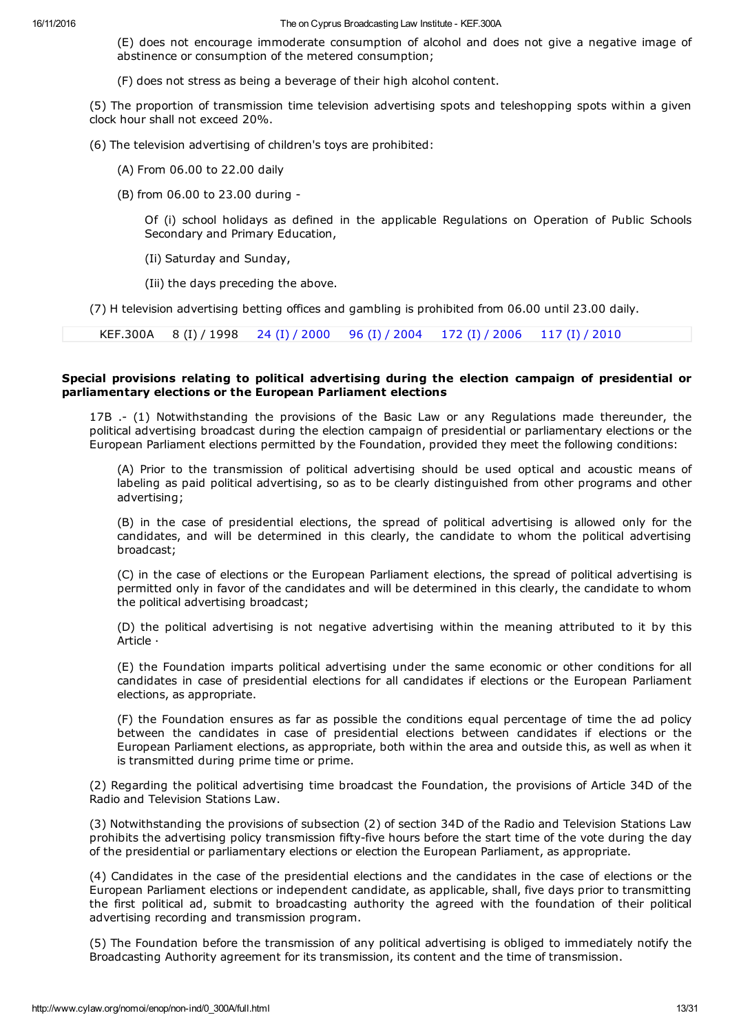(E) does not encourage immoderate consumption of alcohol and does not give a negative image of abstinence or consumption of the metered consumption;

(F) does not stress as being a beverage of their high alcohol content.

(5) The proportion of transmission time television advertising spots and teleshopping spots within a given clock hour shall not exceed 20%.

(6) The television advertising of children's toys are prohibited:

(A) From 06.00 to 22.00 daily

(B) from 06.00 to 23.00 during -

Of (i) school holidays as defined in the applicable Regulations on Operation of Public Schools Secondary and Primary Education,

(Ii) Saturday and Sunday,

(Iii) the days preceding the above.

(7) H television advertising betting offices and gambling is prohibited from 06.00 until 23.00 daily.

| | | | | | |
|---|---|---|---|---|---|
| KEF.300A | 8 (I) / 1998 | 24 (I) / 2000 | 96 (I) / 2004 | 172 (I) / 2006 | 117 (I) / 2010 |

**Special provisions relating to political advertising during the election campaign of presidential or parliamentary elections or the European Parliament elections**

17B .- (1) Notwithstanding the provisions of the Basic Law or any Regulations made thereunder, the political advertising broadcast during the election campaign of presidential or parliamentary elections or the European Parliament elections permitted by the Foundation, provided they meet the following conditions:

(A) Prior to the transmission of political advertising should be used optical and acoustic means of labeling as paid political advertising, so as to be clearly distinguished from other programs and other advertising;

(B) in the case of presidential elections, the spread of political advertising is allowed only for the candidates, and will be determined in this clearly, the candidate to whom the political advertising broadcast;

(C) in the case of elections or the European Parliament elections, the spread of political advertising is permitted only in favor of the candidates and will be determined in this clearly, the candidate to whom the political advertising broadcast;

(D) the political advertising is not negative advertising within the meaning attributed to it by this Article ·

(E) the Foundation imparts political advertising under the same economic or other conditions for all candidates in case of presidential elections for all candidates if elections or the European Parliament elections, as appropriate.

(F) the Foundation ensures as far as possible the conditions equal percentage of time the ad policy between the candidates in case of presidential elections between candidates if elections or the European Parliament elections, as appropriate, both within the area and outside this, as well as when it is transmitted during prime time or prime.

(2) Regarding the political advertising time broadcast the Foundation, the provisions of Article 34D of the Radio and Television Stations Law.

(3) Notwithstanding the provisions of subsection (2) of section 34D of the Radio and Television Stations Law prohibits the advertising policy transmission fifty-five hours before the start time of the vote during the day of the presidential or parliamentary elections or election the European Parliament, as appropriate.

(4) Candidates in the case of the presidential elections and the candidates in the case of elections or the European Parliament elections or independent candidate, as applicable, shall, five days prior to transmitting the first political ad, submit to broadcasting authority the agreed with the foundation of their political advertising recording and transmission program.

(5) The Foundation before the transmission of any political advertising is obliged to immediately notify the Broadcasting Authority agreement for its transmission, its content and the time of transmission.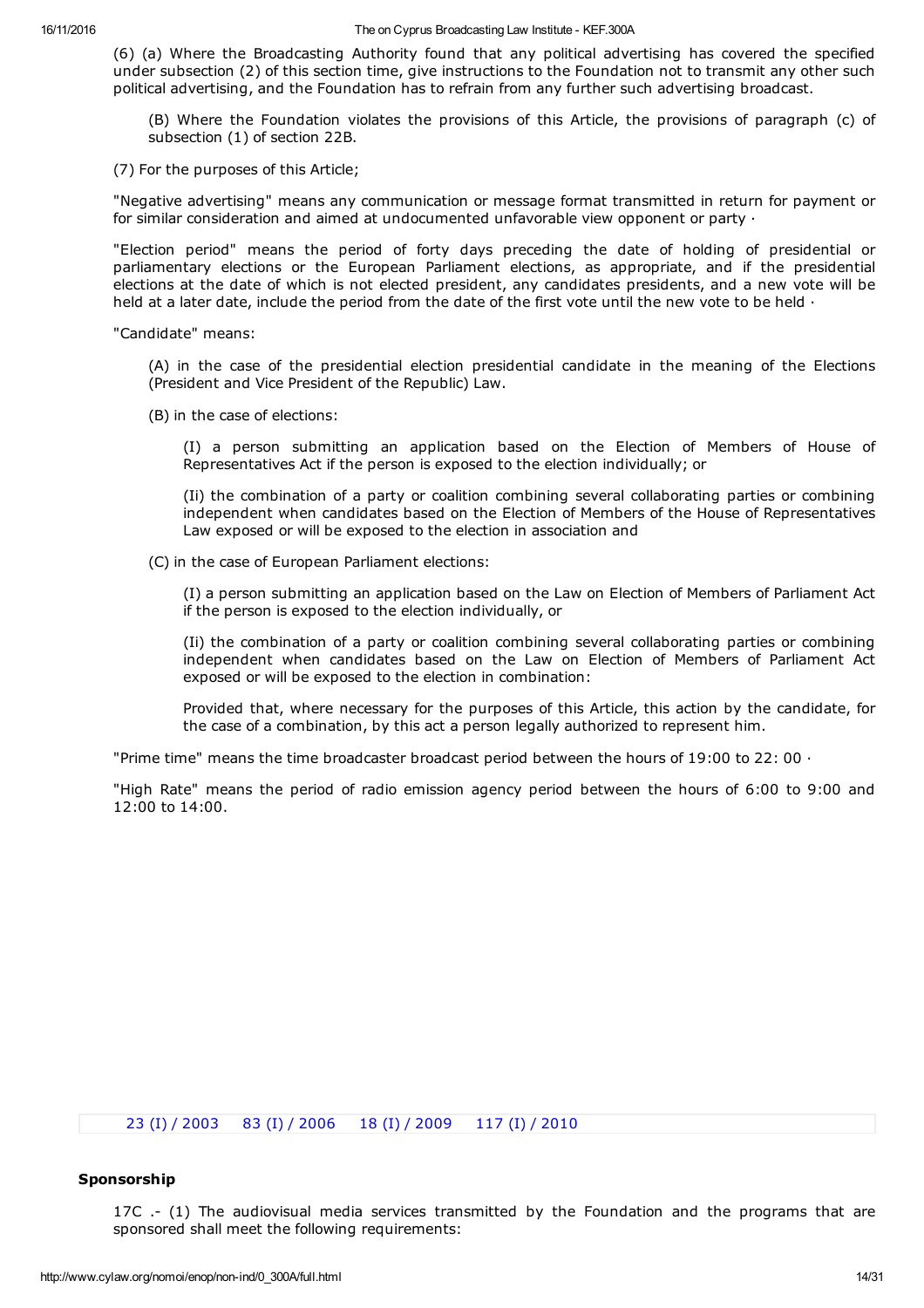(6) (a) Where the Broadcasting Authority found that any political advertising has covered the specified under subsection (2) of this section time, give instructions to the Foundation not to transmit any other such political advertising, and the Foundation has to refrain from any further such advertising broadcast.

(B) Where the Foundation violates the provisions of this Article, the provisions of paragraph (c) of subsection (1) of section 22B.

(7) For the purposes of this Article;

"Negative advertising" means any communication or message format transmitted in return for payment or for similar consideration and aimed at undocumented unfavorable view opponent or party ·

"Election period" means the period of forty days preceding the date of holding of presidential or parliamentary elections or the European Parliament elections, as appropriate, and if the presidential elections at the date of which is not elected president, any candidates presidents, and a new vote will be held at a later date, include the period from the date of the first vote until the new vote to be held ·

"Candidate" means:

(A) in the case of the presidential election presidential candidate in the meaning of the Elections (President and Vice President of the Republic) Law.

(B) in the case of elections:

(I) a person submitting an application based on the Election of Members of House of Representatives Act if the person is exposed to the election individually; or

(Ii) the combination of a party or coalition combining several collaborating parties or combining independent when candidates based on the Election of Members of the House of Representatives Law exposed or will be exposed to the election in association and

(C) in the case of European Parliament elections:

(I) a person submitting an application based on the Law on Election of Members of Parliament Act if the person is exposed to the election individually, or

(Ii) the combination of a party or coalition combining several collaborating parties or combining independent when candidates based on the Law on Election of Members of Parliament Act exposed or will be exposed to the election in combination:

Provided that, where necessary for the purposes of this Article, this action by the candidate, for the case of a combination, by this act a person legally authorized to represent him.

"Prime time" means the time broadcaster broadcast period between the hours of 19:00 to 22: 00 ·

"High Rate" means the period of radio emission agency period between the hours of 6:00 to 9:00 and 12:00 to 14:00.

23 (I) / 2003 83 (I) / 2006 18 (I) / 2009 117 (I) / 2010

### Sponsorship

17C .- (1) The audiovisual media services transmitted by the Foundation and the programs that are sponsored shall meet the following requirements: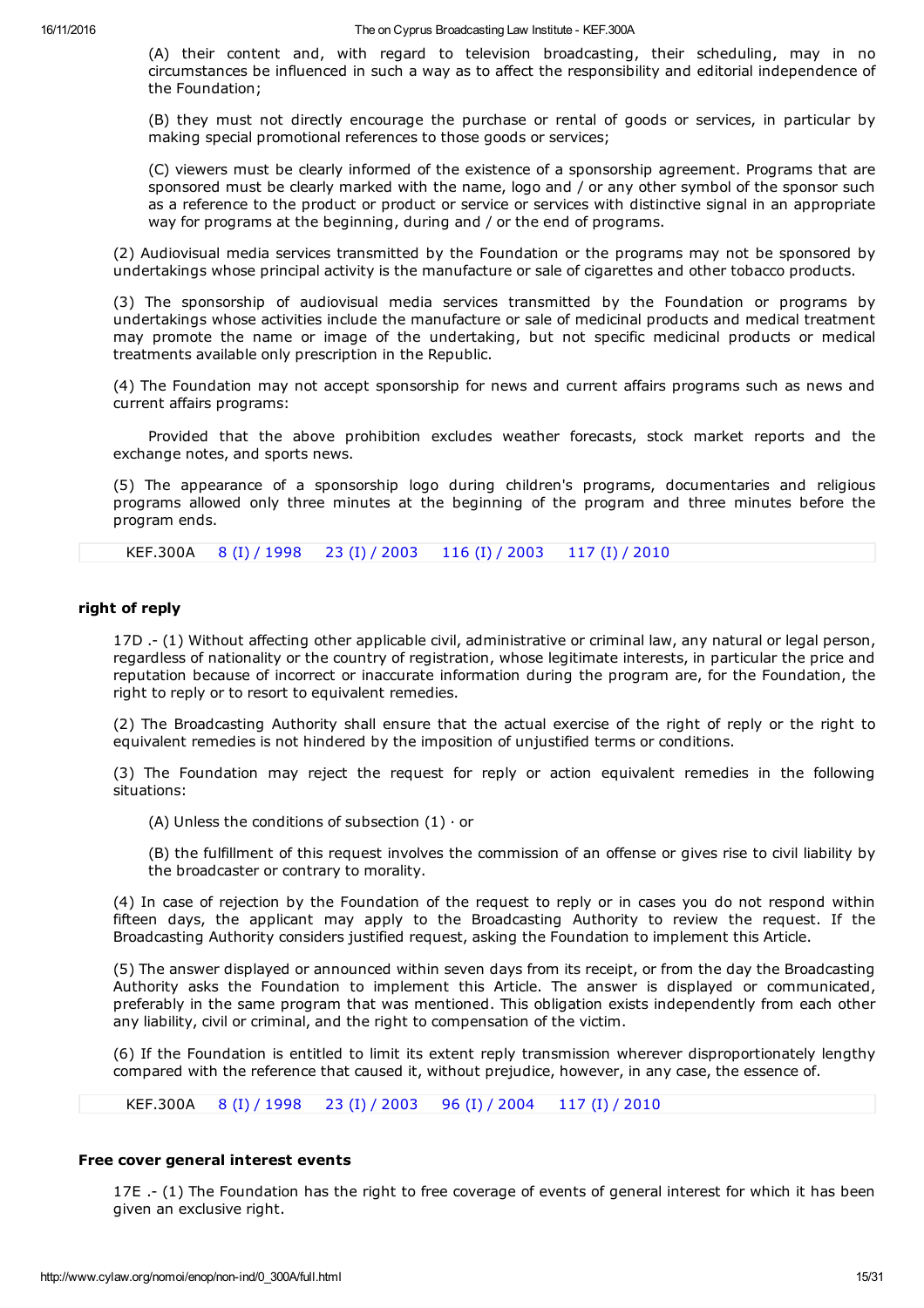(A) their content and, with regard to television broadcasting, their scheduling, may in no circumstances be influenced in such a way as to affect the responsibility and editorial independence of the Foundation;

(B) they must not directly encourage the purchase or rental of goods or services, in particular by making special promotional references to those goods or services;

(C) viewers must be clearly informed of the existence of a sponsorship agreement. Programs that are sponsored must be clearly marked with the name, logo and / or any other symbol of the sponsor such as a reference to the product or product or service or services with distinctive signal in an appropriate way for programs at the beginning, during and / or the end of programs.

(2) Audiovisual media services transmitted by the Foundation or the programs may not be sponsored by undertakings whose principal activity is the manufacture or sale of cigarettes and other tobacco products.

(3) The sponsorship of audiovisual media services transmitted by the Foundation or programs by undertakings whose activities include the manufacture or sale of medicinal products and medical treatment may promote the name or image of the undertaking, but not specific medicinal products or medical treatments available only prescription in the Republic.

(4) The Foundation may not accept sponsorship for news and current affairs programs such as news and current affairs programs:

Provided that the above prohibition excludes weather forecasts, stock market reports and the exchange notes, and sports news.

(5) The appearance of a sponsorship logo during children's programs, documentaries and religious programs allowed only three minutes at the beginning of the program and three minutes before the program ends.

KEF.300A 8 (I) / 1998 23 (I) / 2003 116 (I) / 2003 117 (I) / 2010

### right of reply

17D .- (1) Without affecting other applicable civil, administrative or criminal law, any natural or legal person, regardless of nationality or the country of registration, whose legitimate interests, in particular the price and reputation because of incorrect or inaccurate information during the program are, for the Foundation, the right to reply or to resort to equivalent remedies.

(2) The Broadcasting Authority shall ensure that the actual exercise of the right of reply or the right to equivalent remedies is not hindered by the imposition of unjustified terms or conditions.

(3) The Foundation may reject the request for reply or action equivalent remedies in the following situations:

(A) Unless the conditions of subsection (1) · or

(B) the fulfillment of this request involves the commission of an offense or gives rise to civil liability by the broadcaster or contrary to morality.

(4) In case of rejection by the Foundation of the request to reply or in cases you do not respond within fifteen days, the applicant may apply to the Broadcasting Authority to review the request. If the Broadcasting Authority considers justified request, asking the Foundation to implement this Article.

(5) The answer displayed or announced within seven days from its receipt, or from the day the Broadcasting Authority asks the Foundation to implement this Article. The answer is displayed or communicated, preferably in the same program that was mentioned. This obligation exists independently from each other any liability, civil or criminal, and the right to compensation of the victim.

(6) If the Foundation is entitled to limit its extent reply transmission wherever disproportionately lengthy compared with the reference that caused it, without prejudice, however, in any case, the essence of.

KEF.300A 8 (I) / 1998 23 (I) / 2003 96 (I) / 2004 117 (I) / 2010

### Free cover general interest events

17E .- (1) The Foundation has the right to free coverage of events of general interest for which it has been given an exclusive right.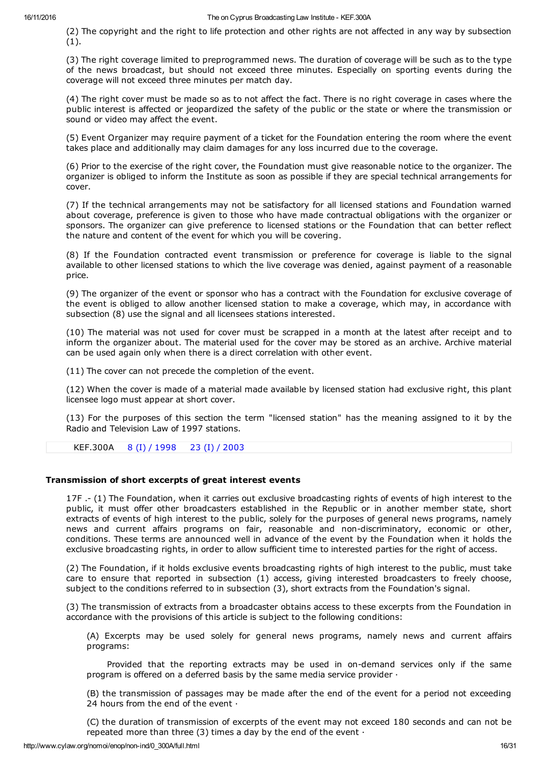(2) The copyright and the right to life protection and other rights are not affected in any way by subsection (1).

(3) The right coverage limited to preprogrammed news. The duration of coverage will be such as to the type of the news broadcast, but should not exceed three minutes. Especially on sporting events during the coverage will not exceed three minutes per match day.

(4) The right cover must be made so as to not affect the fact. There is no right coverage in cases where the public interest is affected or jeopardized the safety of the public or the state or where the transmission or sound or video may affect the event.

(5) Event Organizer may require payment of a ticket for the Foundation entering the room where the event takes place and additionally may claim damages for any loss incurred due to the coverage.

(6) Prior to the exercise of the right cover, the Foundation must give reasonable notice to the organizer. The organizer is obliged to inform the Institute as soon as possible if they are special technical arrangements for cover.

(7) If the technical arrangements may not be satisfactory for all licensed stations and Foundation warned about coverage, preference is given to those who have made contractual obligations with the organizer or sponsors. The organizer can give preference to licensed stations or the Foundation that can better reflect the nature and content of the event for which you will be covering.

(8) If the Foundation contracted event transmission or preference for coverage is liable to the signal available to other licensed stations to which the live coverage was denied, against payment of a reasonable price.

(9) The organizer of the event or sponsor who has a contract with the Foundation for exclusive coverage of the event is obliged to allow another licensed station to make a coverage, which may, in accordance with subsection (8) use the signal and all licensees stations interested.

(10) The material was not used for cover must be scrapped in a month at the latest after receipt and to inform the organizer about. The material used for the cover may be stored as an archive. Archive material can be used again only when there is a direct correlation with other event.

(11) The cover can not precede the completion of the event.

(12) When the cover is made of a material made available by licensed station had exclusive right, this plant licensee logo must appear at short cover.

(13) For the purposes of this section the term "licensed station" has the meaning assigned to it by the Radio and Television Law of 1997 stations.

KEF.300A 8 (I) / 1998 23 (I) / 2003

**Transmission of short excerpts of great interest events**

17F .- (1) The Foundation, when it carries out exclusive broadcasting rights of events of high interest to the public, it must offer other broadcasters established in the Republic or in another member state, short extracts of events of high interest to the public, solely for the purposes of general news programs, namely news and current affairs programs on fair, reasonable and non-discriminatory, economic or other, conditions. These terms are announced well in advance of the event by the Foundation when it holds the exclusive broadcasting rights, in order to allow sufficient time to interested parties for the right of access.

(2) The Foundation, if it holds exclusive events broadcasting rights of high interest to the public, must take care to ensure that reported in subsection (1) access, giving interested broadcasters to freely choose, subject to the conditions referred to in subsection (3), short extracts from the Foundation's signal.

(3) The transmission of extracts from a broadcaster obtains access to these excerpts from the Foundation in accordance with the provisions of this article is subject to the following conditions:

(A) Excerpts may be used solely for general news programs, namely news and current affairs programs:

Provided that the reporting extracts may be used in on-demand services only if the same program is offered on a deferred basis by the same media service provider ·

(B) the transmission of passages may be made after the end of the event for a period not exceeding 24 hours from the end of the event ·

(C) the duration of transmission of excerpts of the event may not exceed 180 seconds and can not be repeated more than three (3) times a day by the end of the event ·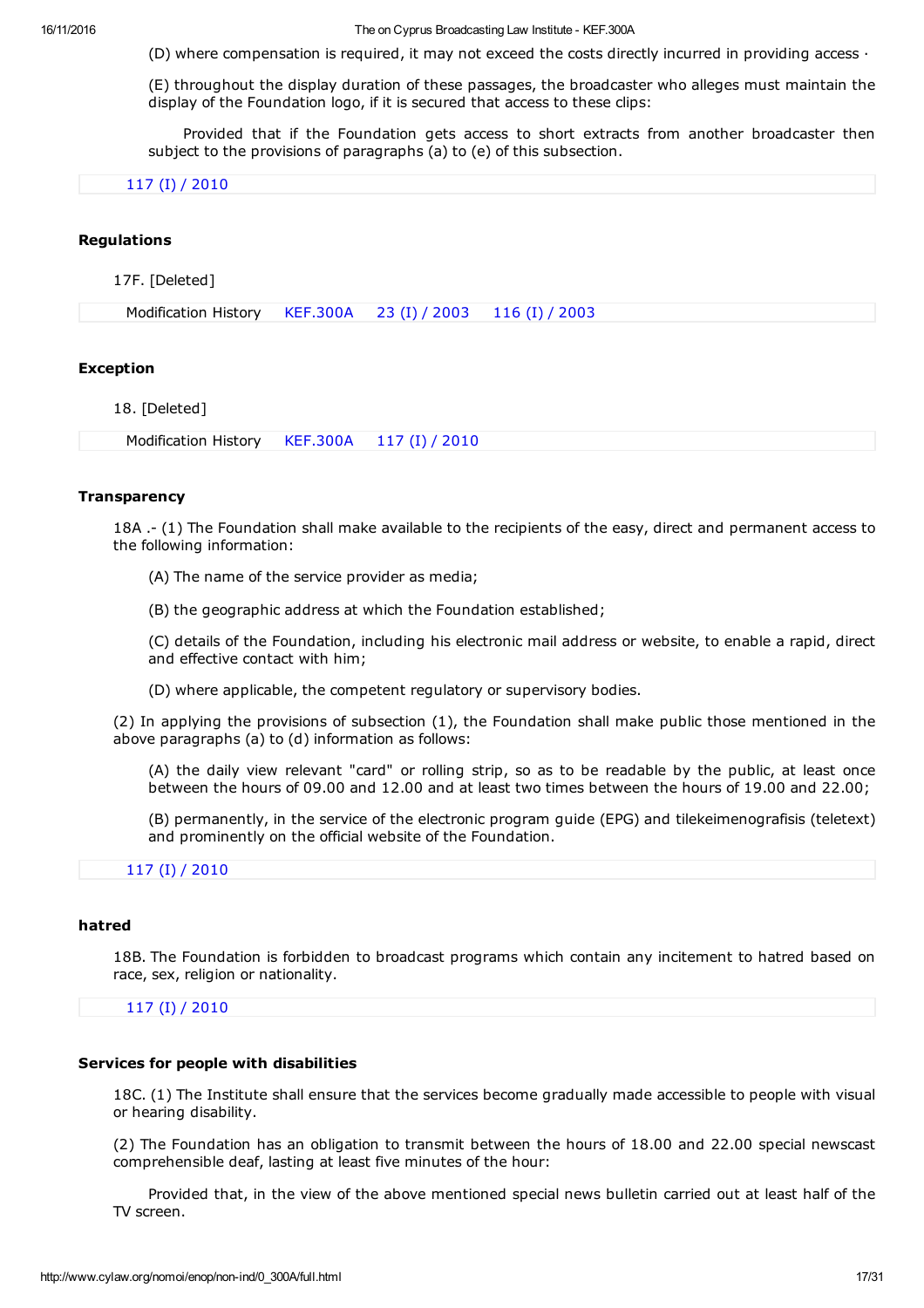(D) where compensation is required, it may not exceed the costs directly incurred in providing access ·

(E) throughout the display duration of these passages, the broadcaster who alleges must maintain the display of the Foundation logo, if it is secured that access to these clips:

Provided that if the Foundation gets access to short extracts from another broadcaster then subject to the provisions of paragraphs (a) to (e) of this subsection.

117 (I) / 2010

### Regulations

17F. [Deleted]

Modification History KEF.300A 23 (I) / 2003 116 (I) / 2003

### Exception

18. [Deleted]

Modification History KEF.300A 117 (I) / 2010

### Transparency

18A .- (1) The Foundation shall make available to the recipients of the easy, direct and permanent access to the following information:

(A) The name of the service provider as media;

(B) the geographic address at which the Foundation established;

(C) details of the Foundation, including his electronic mail address or website, to enable a rapid, direct and effective contact with him;

(D) where applicable, the competent regulatory or supervisory bodies.

(2) In applying the provisions of subsection (1), the Foundation shall make public those mentioned in the above paragraphs (a) to (d) information as follows:

(A) the daily view relevant "card" or rolling strip, so as to be readable by the public, at least once between the hours of 09.00 and 12.00 and at least two times between the hours of 19.00 and 22.00;

(B) permanently, in the service of the electronic program guide (EPG) and tilekeimenografisis (teletext) and prominently on the official website of the Foundation.

117 (I) / 2010

### hatred

18B. The Foundation is forbidden to broadcast programs which contain any incitement to hatred based on race, sex, religion or nationality.

117 (I) / 2010

### Services for people with disabilities

18C. (1) The Institute shall ensure that the services become gradually made accessible to people with visual or hearing disability.

(2) The Foundation has an obligation to transmit between the hours of 18.00 and 22.00 special newscast comprehensible deaf, lasting at least five minutes of the hour:

Provided that, in the view of the above mentioned special news bulletin carried out at least half of the TV screen.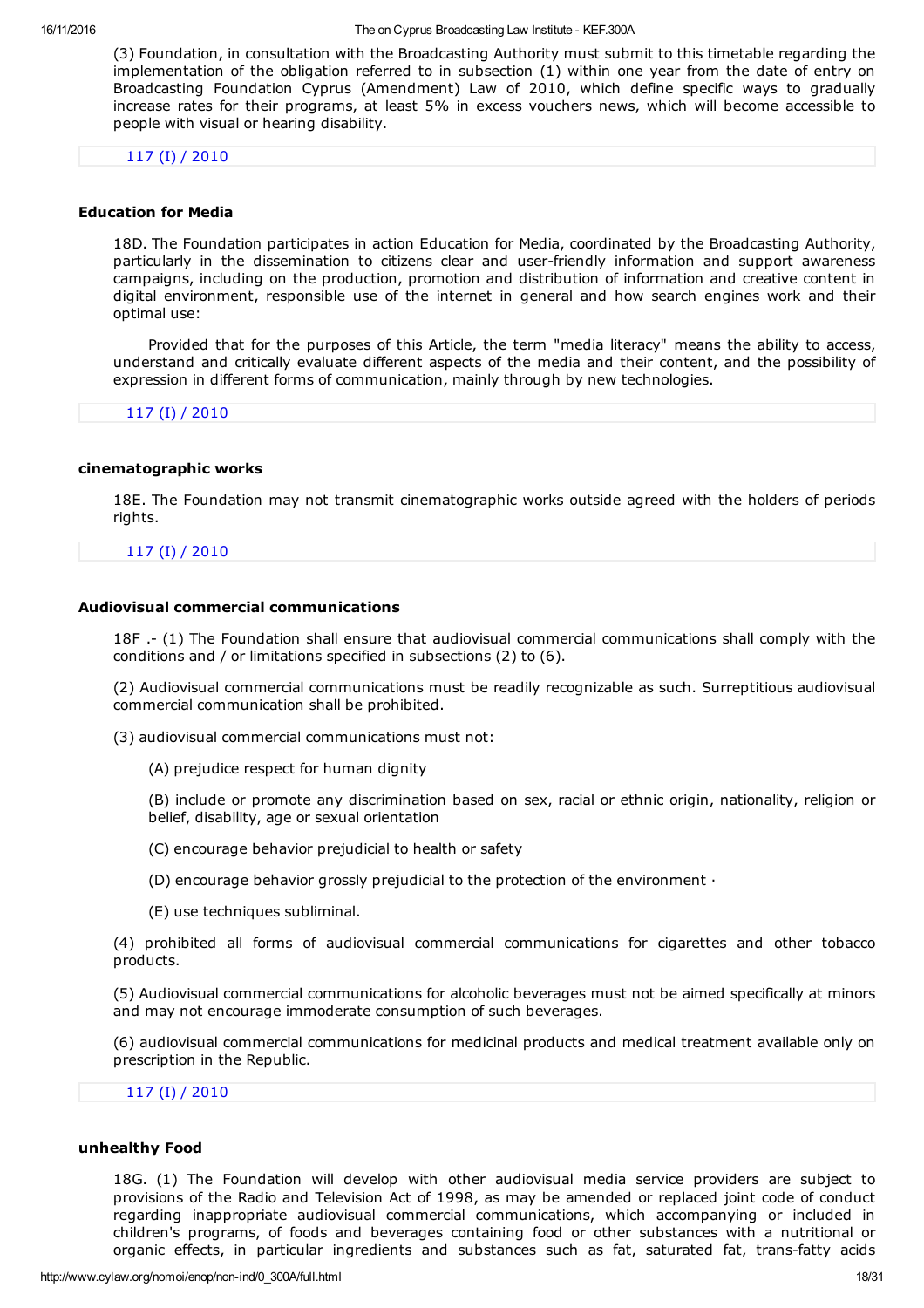(3) Foundation, in consultation with the Broadcasting Authority must submit to this timetable regarding the implementation of the obligation referred to in subsection (1) within one year from the date of entry on Broadcasting Foundation Cyprus (Amendment) Law of 2010, which define specific ways to gradually increase rates for their programs, at least 5% in excess vouchers news, which will become accessible to people with visual or hearing disability.

117 (I) / 2010

### Education for Media

18D. The Foundation participates in action Education for Media, coordinated by the Broadcasting Authority, particularly in the dissemination to citizens clear and user-friendly information and support awareness campaigns, including on the production, promotion and distribution of information and creative content in digital environment, responsible use of the internet in general and how search engines work and their optimal use:

Provided that for the purposes of this Article, the term "media literacy" means the ability to access, understand and critically evaluate different aspects of the media and their content, and the possibility of expression in different forms of communication, mainly through by new technologies.

117 (I) / 2010

### cinematographic works

18E. The Foundation may not transmit cinematographic works outside agreed with the holders of periods rights.

117 (I) / 2010

### Audiovisual commercial communications

18F .- (1) The Foundation shall ensure that audiovisual commercial communications shall comply with the conditions and / or limitations specified in subsections (2) to (6).

(2) Audiovisual commercial communications must be readily recognizable as such. Surreptitious audiovisual commercial communication shall be prohibited.

(3) audiovisual commercial communications must not:

(A) prejudice respect for human dignity

(B) include or promote any discrimination based on sex, racial or ethnic origin, nationality, religion or belief, disability, age or sexual orientation

(C) encourage behavior prejudicial to health or safety

(D) encourage behavior grossly prejudicial to the protection of the environment ·

(E) use techniques subliminal.

(4) prohibited all forms of audiovisual commercial communications for cigarettes and other tobacco products.

(5) Audiovisual commercial communications for alcoholic beverages must not be aimed specifically at minors and may not encourage immoderate consumption of such beverages.

(6) audiovisual commercial communications for medicinal products and medical treatment available only on prescription in the Republic.

117 (I) / 2010

### unhealthy Food

18G. (1) The Foundation will develop with other audiovisual media service providers are subject to provisions of the Radio and Television Act of 1998, as may be amended or replaced joint code of conduct regarding inappropriate audiovisual commercial communications, which accompanying or included in children's programs, of foods and beverages containing food or other substances with a nutritional or organic effects, in particular ingredients and substances such as fat, saturated fat, trans-fatty acids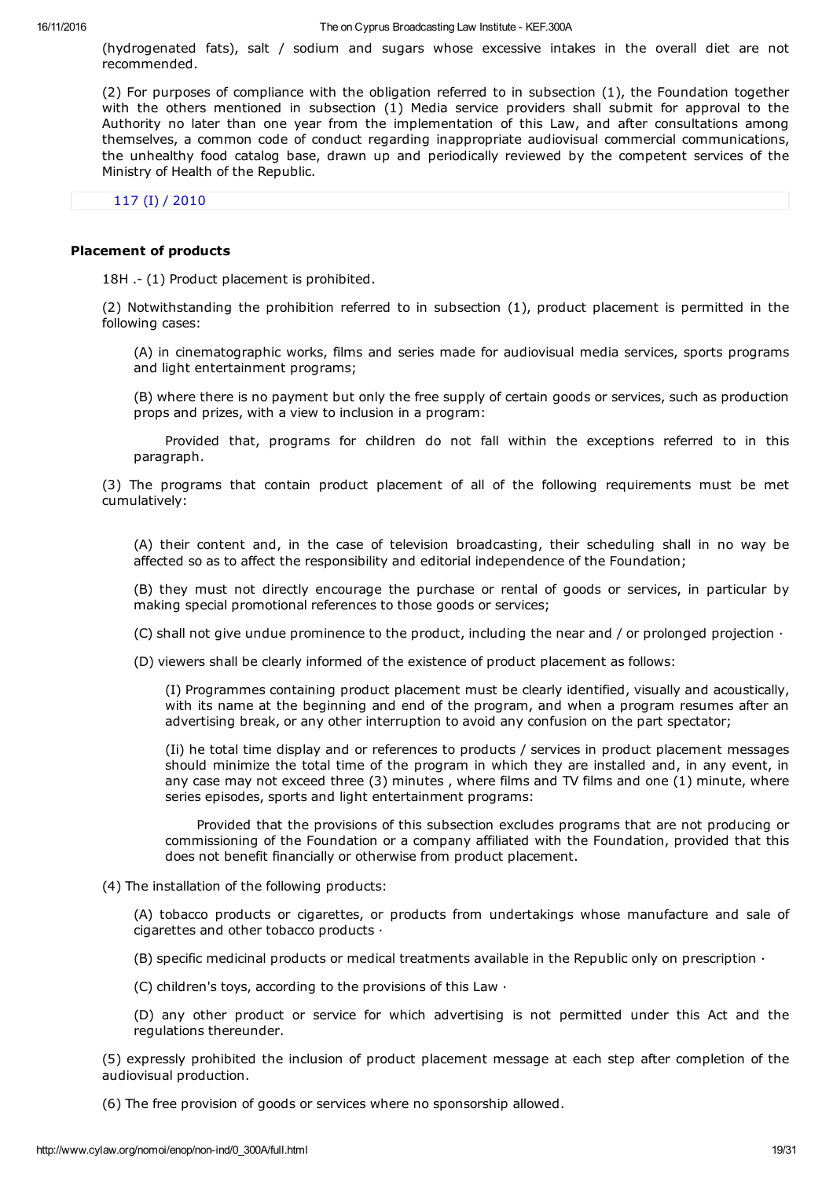(hydrogenated fats), salt / sodium and sugars whose excessive intakes in the overall diet are not recommended.

(2) For purposes of compliance with the obligation referred to in subsection (1), the Foundation together with the others mentioned in subsection (1) Media service providers shall submit for approval to the Authority no later than one year from the implementation of this Law, and after consultations among themselves, a common code of conduct regarding inappropriate audiovisual commercial communications, the unhealthy food catalog base, drawn up and periodically reviewed by the competent services of the Ministry of Health of the Republic.

117 (I) / 2010

**Placement of products**

18H .- (1) Product placement is prohibited.

(2) Notwithstanding the prohibition referred to in subsection (1), product placement is permitted in the following cases:

(A) in cinematographic works, films and series made for audiovisual media services, sports programs and light entertainment programs;

(B) where there is no payment but only the free supply of certain goods or services, such as production props and prizes, with a view to inclusion in a program:

Provided that, programs for children do not fall within the exceptions referred to in this paragraph.

(3) The programs that contain product placement of all of the following requirements must be met cumulatively:

(A) their content and, in the case of television broadcasting, their scheduling shall in no way be affected so as to affect the responsibility and editorial independence of the Foundation;

(B) they must not directly encourage the purchase or rental of goods or services, in particular by making special promotional references to those goods or services;

(C) shall not give undue prominence to the product, including the near and / or prolonged projection ·

(D) viewers shall be clearly informed of the existence of product placement as follows:

(I) Programmes containing product placement must be clearly identified, visually and acoustically, with its name at the beginning and end of the program, and when a program resumes after an advertising break, or any other interruption to avoid any confusion on the part spectator;

(Ii) he total time display and or references to products / services in product placement messages should minimize the total time of the program in which they are installed and, in any event, in any case may not exceed three (3) minutes , where films and TV films and one (1) minute, where series episodes, sports and light entertainment programs:

Provided that the provisions of this subsection excludes programs that are not producing or commissioning of the Foundation or a company affiliated with the Foundation, provided that this does not benefit financially or otherwise from product placement.

(4) The installation of the following products:

(A) tobacco products or cigarettes, or products from undertakings whose manufacture and sale of cigarettes and other tobacco products ·

(B) specific medicinal products or medical treatments available in the Republic only on prescription ·

(C) children's toys, according to the provisions of this Law ·

(D) any other product or service for which advertising is not permitted under this Act and the regulations thereunder.

(5) expressly prohibited the inclusion of product placement message at each step after completion of the audiovisual production.

(6) The free provision of goods or services where no sponsorship allowed.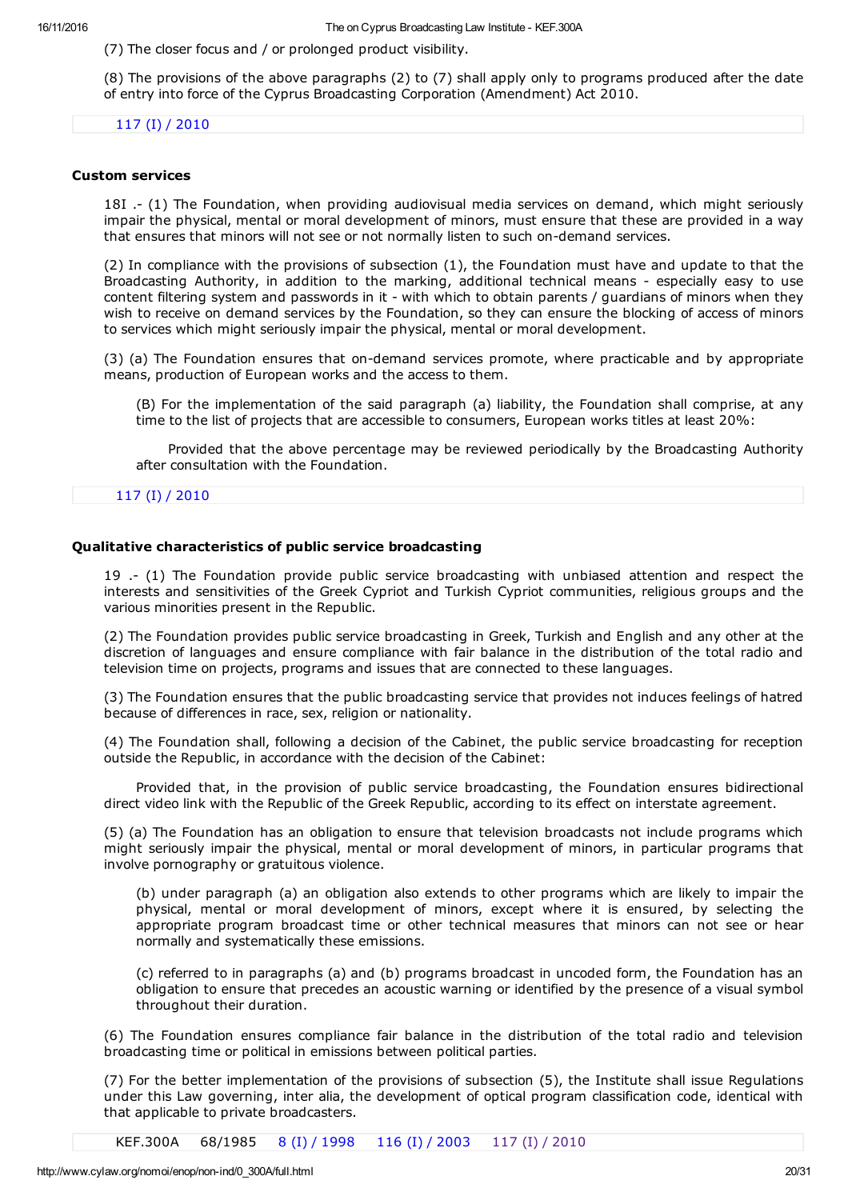(7) The closer focus and / or prolonged product visibility.

(8) The provisions of the above paragraphs (2) to (7) shall apply only to programs produced after the date of entry into force of the Cyprus Broadcasting Corporation (Amendment) Act 2010.

117 (I) / 2010

**Custom services**

18I .- (1) The Foundation, when providing audiovisual media services on demand, which might seriously impair the physical, mental or moral development of minors, must ensure that these are provided in a way that ensures that minors will not see or not normally listen to such on-demand services.

(2) In compliance with the provisions of subsection (1), the Foundation must have and update to that the Broadcasting Authority, in addition to the marking, additional technical means - especially easy to use content filtering system and passwords in it - with which to obtain parents / guardians of minors when they wish to receive on demand services by the Foundation, so they can ensure the blocking of access of minors to services which might seriously impair the physical, mental or moral development.

(3) (a) The Foundation ensures that on-demand services promote, where practicable and by appropriate means, production of European works and the access to them.

(B) For the implementation of the said paragraph (a) liability, the Foundation shall comprise, at any time to the list of projects that are accessible to consumers, European works titles at least 20%:

Provided that the above percentage may be reviewed periodically by the Broadcasting Authority after consultation with the Foundation.

117 (I) / 2010

**Qualitative characteristics of public service broadcasting**

19 .- (1) The Foundation provide public service broadcasting with unbiased attention and respect the interests and sensitivities of the Greek Cypriot and Turkish Cypriot communities, religious groups and the various minorities present in the Republic.

(2) The Foundation provides public service broadcasting in Greek, Turkish and English and any other at the discretion of languages and ensure compliance with fair balance in the distribution of the total radio and television time on projects, programs and issues that are connected to these languages.

(3) The Foundation ensures that the public broadcasting service that provides not induces feelings of hatred because of differences in race, sex, religion or nationality.

(4) The Foundation shall, following a decision of the Cabinet, the public service broadcasting for reception outside the Republic, in accordance with the decision of the Cabinet:

Provided that, in the provision of public service broadcasting, the Foundation ensures bidirectional direct video link with the Republic of the Greek Republic, according to its effect on interstate agreement.

(5) (a) The Foundation has an obligation to ensure that television broadcasts not include programs which might seriously impair the physical, mental or moral development of minors, in particular programs that involve pornography or gratuitous violence.

(b) under paragraph (a) an obligation also extends to other programs which are likely to impair the physical, mental or moral development of minors, except where it is ensured, by selecting the appropriate program broadcast time or other technical measures that minors can not see or hear normally and systematically these emissions.

(c) referred to in paragraphs (a) and (b) programs broadcast in uncoded form, the Foundation has an obligation to ensure that precedes an acoustic warning or identified by the presence of a visual symbol throughout their duration.

(6) The Foundation ensures compliance fair balance in the distribution of the total radio and television broadcasting time or political in emissions between political parties.

(7) For the better implementation of the provisions of subsection (5), the Institute shall issue Regulations under this Law governing, inter alia, the development of optical program classification code, identical with that applicable to private broadcasters.

KEF.300A 68/1985 8 (I) / 1998 116 (I) / 2003 117 (I) / 2010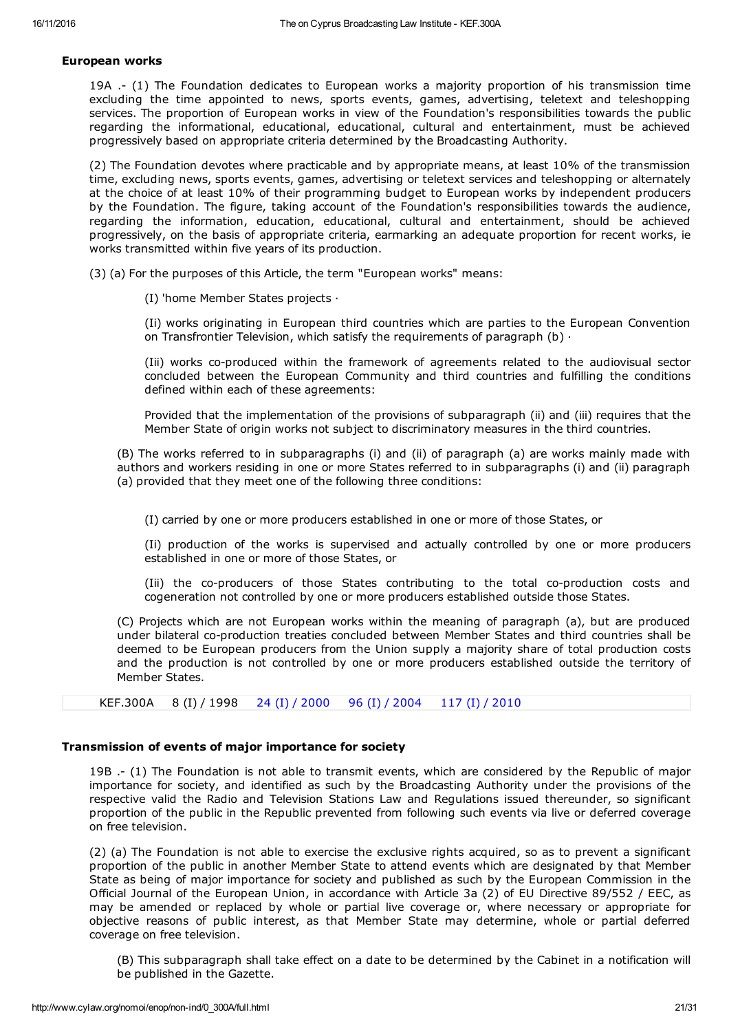### European works

19A .- (1) The Foundation dedicates to European works a majority proportion of his transmission time excluding the time appointed to news, sports events, games, advertising, teletext and teleshopping services. The proportion of European works in view of the Foundation's responsibilities towards the public regarding the informational, educational, educational, cultural and entertainment, must be achieved progressively based on appropriate criteria determined by the Broadcasting Authority.

(2) The Foundation devotes where practicable and by appropriate means, at least 10% of the transmission time, excluding news, sports events, games, advertising or teletext services and teleshopping or alternately at the choice of at least 10% of their programming budget to European works by independent producers by the Foundation. The figure, taking account of the Foundation's responsibilities towards the audience, regarding the information, education, educational, cultural and entertainment, should be achieved progressively, on the basis of appropriate criteria, earmarking an adequate proportion for recent works, ie works transmitted within five years of its production.

(3) (a) For the purposes of this Article, the term "European works" means:

(I) 'home Member States projects ·

(Ii) works originating in European third countries which are parties to the European Convention on Transfrontier Television, which satisfy the requirements of paragraph (b) ·

(Iii) works co-produced within the framework of agreements related to the audiovisual sector concluded between the European Community and third countries and fulfilling the conditions defined within each of these agreements:

Provided that the implementation of the provisions of subparagraph (ii) and (iii) requires that the Member State of origin works not subject to discriminatory measures in the third countries.

(B) The works referred to in subparagraphs (i) and (ii) of paragraph (a) are works mainly made with authors and workers residing in one or more States referred to in subparagraphs (i) and (ii) paragraph (a) provided that they meet one of the following three conditions:

(I) carried by one or more producers established in one or more of those States, or

(Ii) production of the works is supervised and actually controlled by one or more producers established in one or more of those States, or

(Iii) the co-producers of those States contributing to the total co-production costs and cogeneration not controlled by one or more producers established outside those States.

(C) Projects which are not European works within the meaning of paragraph (a), but are produced under bilateral co-production treaties concluded between Member States and third countries shall be deemed to be European producers from the Union supply a majority share of total production costs and the production is not controlled by one or more producers established outside the territory of Member States.

| | | | | |
|---|---|---|---|---|
| KEF.300A | 8 (I) / 1998 | 24 (I) / 2000 | 96 (I) / 2004 | 117 (I) / 2010 |

### Transmission of events of major importance for society

19B .- (1) The Foundation is not able to transmit events, which are considered by the Republic of major importance for society, and identified as such by the Broadcasting Authority under the provisions of the respective valid the Radio and Television Stations Law and Regulations issued thereunder, so significant proportion of the public in the Republic prevented from following such events via live or deferred coverage on free television.

(2) (a) The Foundation is not able to exercise the exclusive rights acquired, so as to prevent a significant proportion of the public in another Member State to attend events which are designated by that Member State as being of major importance for society and published as such by the European Commission in the Official Journal of the European Union, in accordance with Article 3a (2) of EU Directive 89/552 / EEC, as may be amended or replaced by whole or partial live coverage or, where necessary or appropriate for objective reasons of public interest, as that Member State may determine, whole or partial deferred coverage on free television.

(B) This subparagraph shall take effect on a date to be determined by the Cabinet in a notification will be published in the Gazette.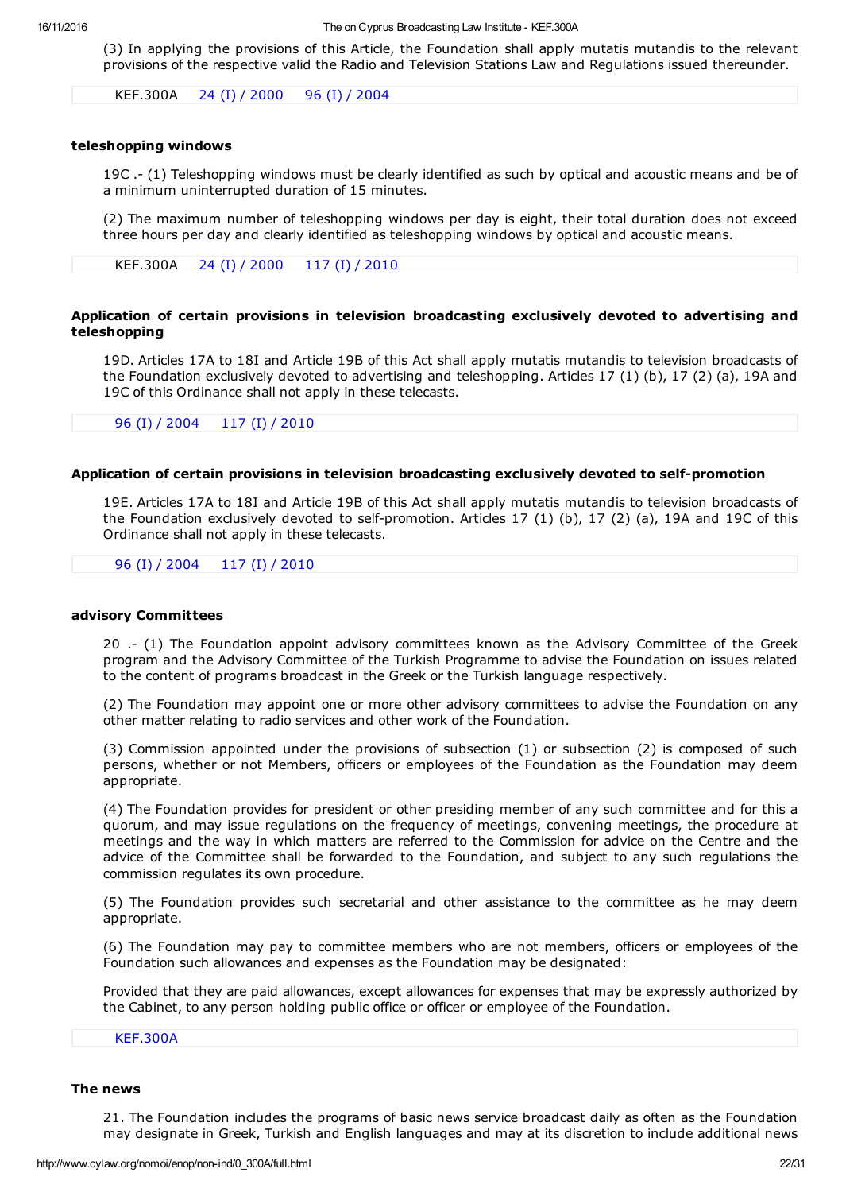(3) In applying the provisions of this Article, the Foundation shall apply mutatis mutandis to the relevant provisions of the respective valid the Radio and Television Stations Law and Regulations issued thereunder.

KEF.300A 24 (I) / 2000 96 (I) / 2004

#### teleshopping windows

19C .- (1) Teleshopping windows must be clearly identified as such by optical and acoustic means and be of a minimum uninterrupted duration of 15 minutes.

(2) The maximum number of teleshopping windows per day is eight, their total duration does not exceed three hours per day and clearly identified as teleshopping windows by optical and acoustic means.

KEF.300A 24 (I) / 2000 117 (I) / 2010

#### Application of certain provisions in television broadcasting exclusively devoted to advertising and teleshopping

19D. Articles 17A to 18I and Article 19B of this Act shall apply mutatis mutandis to television broadcasts of the Foundation exclusively devoted to advertising and teleshopping. Articles 17 (1) (b), 17 (2) (a), 19A and 19C of this Ordinance shall not apply in these telecasts.

96 (I) / 2004 117 (I) / 2010

#### Application of certain provisions in television broadcasting exclusively devoted to self-promotion

19E. Articles 17A to 18I and Article 19B of this Act shall apply mutatis mutandis to television broadcasts of the Foundation exclusively devoted to self-promotion. Articles 17 (1) (b), 17 (2) (a), 19A and 19C of this Ordinance shall not apply in these telecasts.

96 (I) / 2004 117 (I) / 2010

#### advisory Committees

20 .- (1) The Foundation appoint advisory committees known as the Advisory Committee of the Greek program and the Advisory Committee of the Turkish Programme to advise the Foundation on issues related to the content of programs broadcast in the Greek or the Turkish language respectively.

(2) The Foundation may appoint one or more other advisory committees to advise the Foundation on any other matter relating to radio services and other work of the Foundation.

(3) Commission appointed under the provisions of subsection (1) or subsection (2) is composed of such persons, whether or not Members, officers or employees of the Foundation as the Foundation may deem appropriate.

(4) The Foundation provides for president or other presiding member of any such committee and for this a quorum, and may issue regulations on the frequency of meetings, convening meetings, the procedure at meetings and the way in which matters are referred to the Commission for advice on the Centre and the advice of the Committee shall be forwarded to the Foundation, and subject to any such regulations the commission regulates its own procedure.

(5) The Foundation provides such secretarial and other assistance to the committee as he may deem appropriate.

(6) The Foundation may pay to committee members who are not members, officers or employees of the Foundation such allowances and expenses as the Foundation may be designated:

Provided that they are paid allowances, except allowances for expenses that may be expressly authorized by the Cabinet, to any person holding public office or officer or employee of the Foundation.

KEF.300A

#### The news

21. The Foundation includes the programs of basic news service broadcast daily as often as the Foundation may designate in Greek, Turkish and English languages and may at its discretion to include additional news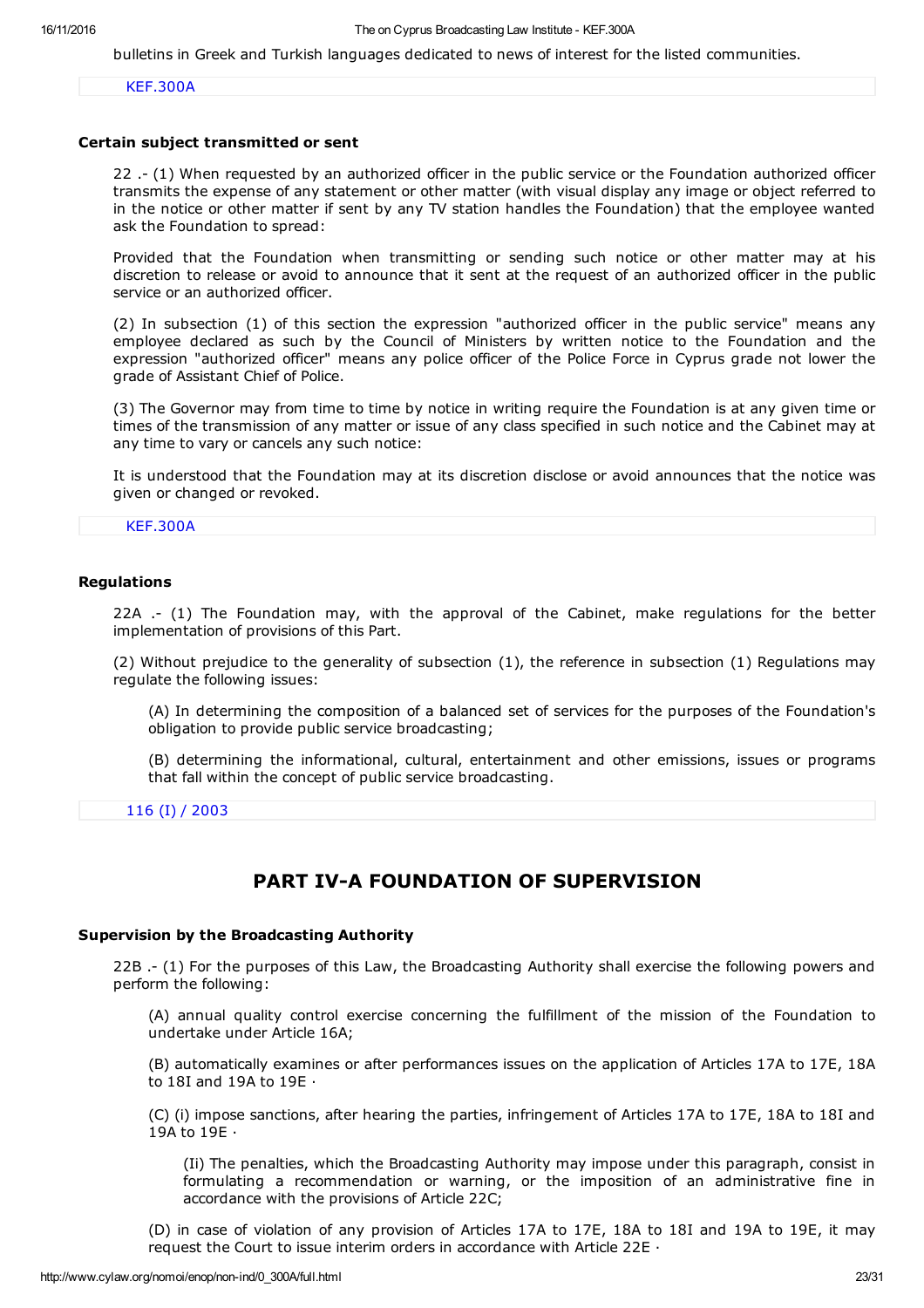bulletins in Greek and Turkish languages dedicated to news of interest for the listed communities.

KEF.300A

### Certain subject transmitted or sent

22 .- (1) When requested by an authorized officer in the public service or the Foundation authorized officer transmits the expense of any statement or other matter (with visual display any image or object referred to in the notice or other matter if sent by any TV station handles the Foundation) that the employee wanted ask the Foundation to spread:

Provided that the Foundation when transmitting or sending such notice or other matter may at his discretion to release or avoid to announce that it sent at the request of an authorized officer in the public service or an authorized officer.

(2) In subsection (1) of this section the expression "authorized officer in the public service" means any employee declared as such by the Council of Ministers by written notice to the Foundation and the expression "authorized officer" means any police officer of the Police Force in Cyprus grade not lower the grade of Assistant Chief of Police.

(3) The Governor may from time to time by notice in writing require the Foundation is at any given time or times of the transmission of any matter or issue of any class specified in such notice and the Cabinet may at any time to vary or cancels any such notice:

It is understood that the Foundation may at its discretion disclose or avoid announces that the notice was given or changed or revoked.

KEF.300A

### Regulations

22A .- (1) The Foundation may, with the approval of the Cabinet, make regulations for the better implementation of provisions of this Part.

(2) Without prejudice to the generality of subsection (1), the reference in subsection (1) Regulations may regulate the following issues:

(A) In determining the composition of a balanced set of services for the purposes of the Foundation's obligation to provide public service broadcasting;

(B) determining the informational, cultural, entertainment and other emissions, issues or programs that fall within the concept of public service broadcasting.

116 (I) / 2003

## PART IV-A FOUNDATION OF SUPERVISION

### Supervision by the Broadcasting Authority

22B .- (1) For the purposes of this Law, the Broadcasting Authority shall exercise the following powers and perform the following:

(A) annual quality control exercise concerning the fulfillment of the mission of the Foundation to undertake under Article 16A;

(B) automatically examines or after performances issues on the application of Articles 17A to 17E, 18A to 18I and 19A to 19E ·

(C) (i) impose sanctions, after hearing the parties, infringement of Articles 17A to 17E, 18A to 18I and 19A to 19E ·

(Ii) The penalties, which the Broadcasting Authority may impose under this paragraph, consist in formulating a recommendation or warning, or the imposition of an administrative fine in accordance with the provisions of Article 22C;

(D) in case of violation of any provision of Articles 17A to 17E, 18A to 18I and 19A to 19E, it may request the Court to issue interim orders in accordance with Article 22E ·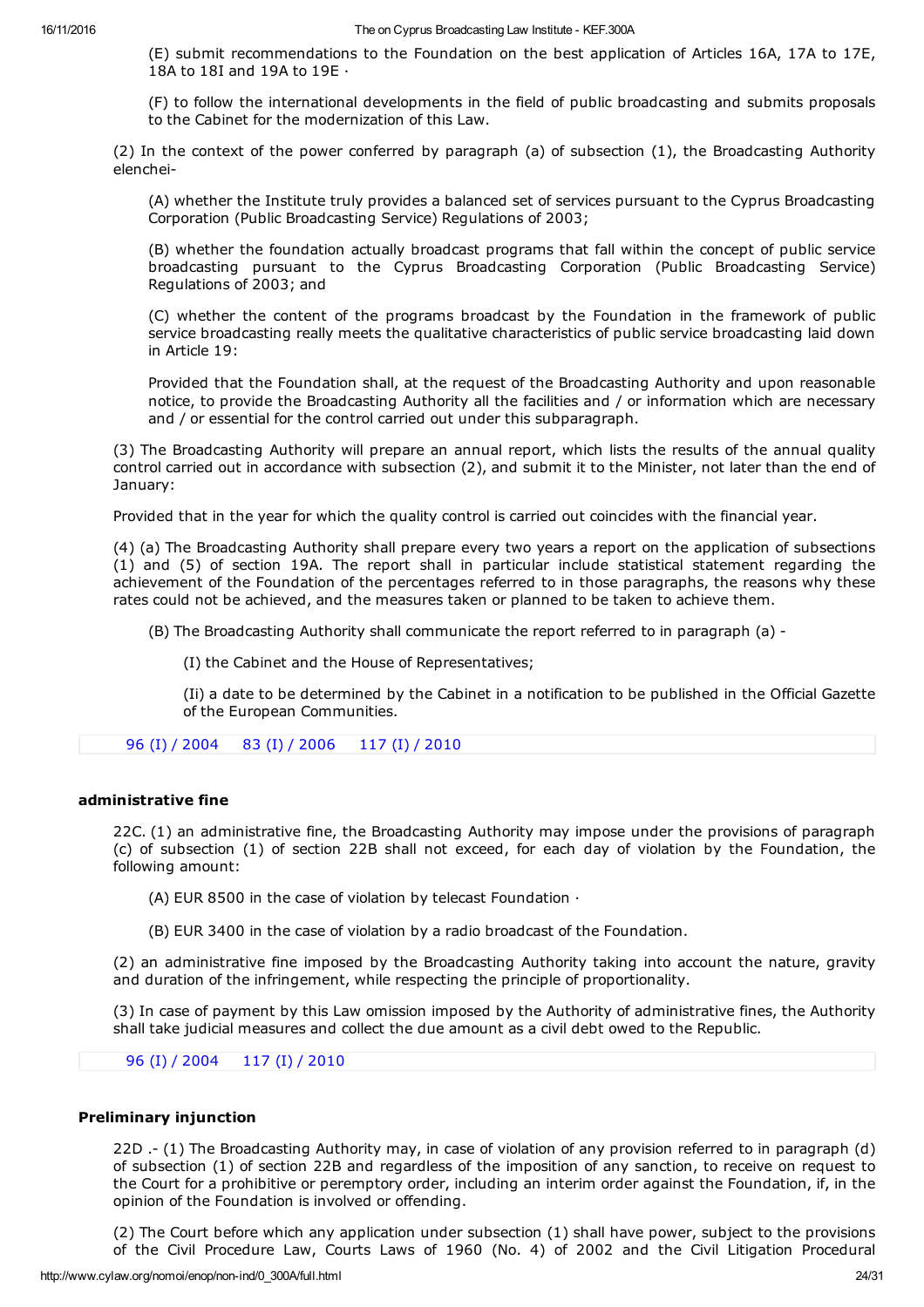(E) submit recommendations to the Foundation on the best application of Articles 16A, 17A to 17E, 18A to 18I and 19A to 19E ·

(F) to follow the international developments in the field of public broadcasting and submits proposals to the Cabinet for the modernization of this Law.

(2) In the context of the power conferred by paragraph (a) of subsection (1), the Broadcasting Authority elenchei-

(A) whether the Institute truly provides a balanced set of services pursuant to the Cyprus Broadcasting Corporation (Public Broadcasting Service) Regulations of 2003;

(B) whether the foundation actually broadcast programs that fall within the concept of public service broadcasting pursuant to the Cyprus Broadcasting Corporation (Public Broadcasting Service) Regulations of 2003; and

(C) whether the content of the programs broadcast by the Foundation in the framework of public service broadcasting really meets the qualitative characteristics of public service broadcasting laid down in Article 19:

Provided that the Foundation shall, at the request of the Broadcasting Authority and upon reasonable notice, to provide the Broadcasting Authority all the facilities and / or information which are necessary and / or essential for the control carried out under this subparagraph.

(3) The Broadcasting Authority will prepare an annual report, which lists the results of the annual quality control carried out in accordance with subsection (2), and submit it to the Minister, not later than the end of January:

Provided that in the year for which the quality control is carried out coincides with the financial year.

(4) (a) The Broadcasting Authority shall prepare every two years a report on the application of subsections (1) and (5) of section 19A. The report shall in particular include statistical statement regarding the achievement of the Foundation of the percentages referred to in those paragraphs, the reasons why these rates could not be achieved, and the measures taken or planned to be taken to achieve them.

(B) The Broadcasting Authority shall communicate the report referred to in paragraph (a) -

(I) the Cabinet and the House of Representatives;

(Ii) a date to be determined by the Cabinet in a notification to be published in the Official Gazette of the European Communities.

96 (I) / 2004 83 (I) / 2006 117 (I) / 2010

### administrative fine

22C. (1) an administrative fine, the Broadcasting Authority may impose under the provisions of paragraph (c) of subsection (1) of section 22B shall not exceed, for each day of violation by the Foundation, the following amount:

(A) EUR 8500 in the case of violation by telecast Foundation ·

(B) EUR 3400 in the case of violation by a radio broadcast of the Foundation.

(2) an administrative fine imposed by the Broadcasting Authority taking into account the nature, gravity and duration of the infringement, while respecting the principle of proportionality.

(3) In case of payment by this Law omission imposed by the Authority of administrative fines, the Authority shall take judicial measures and collect the due amount as a civil debt owed to the Republic.

96 (I) / 2004 117 (I) / 2010

### Preliminary injunction

22D .- (1) The Broadcasting Authority may, in case of violation of any provision referred to in paragraph (d) of subsection (1) of section 22B and regardless of the imposition of any sanction, to receive on request to the Court for a prohibitive or peremptory order, including an interim order against the Foundation, if, in the opinion of the Foundation is involved or offending.

(2) The Court before which any application under subsection (1) shall have power, subject to the provisions of the Civil Procedure Law, Courts Laws of 1960 (No. 4) of 2002 and the Civil Litigation Procedural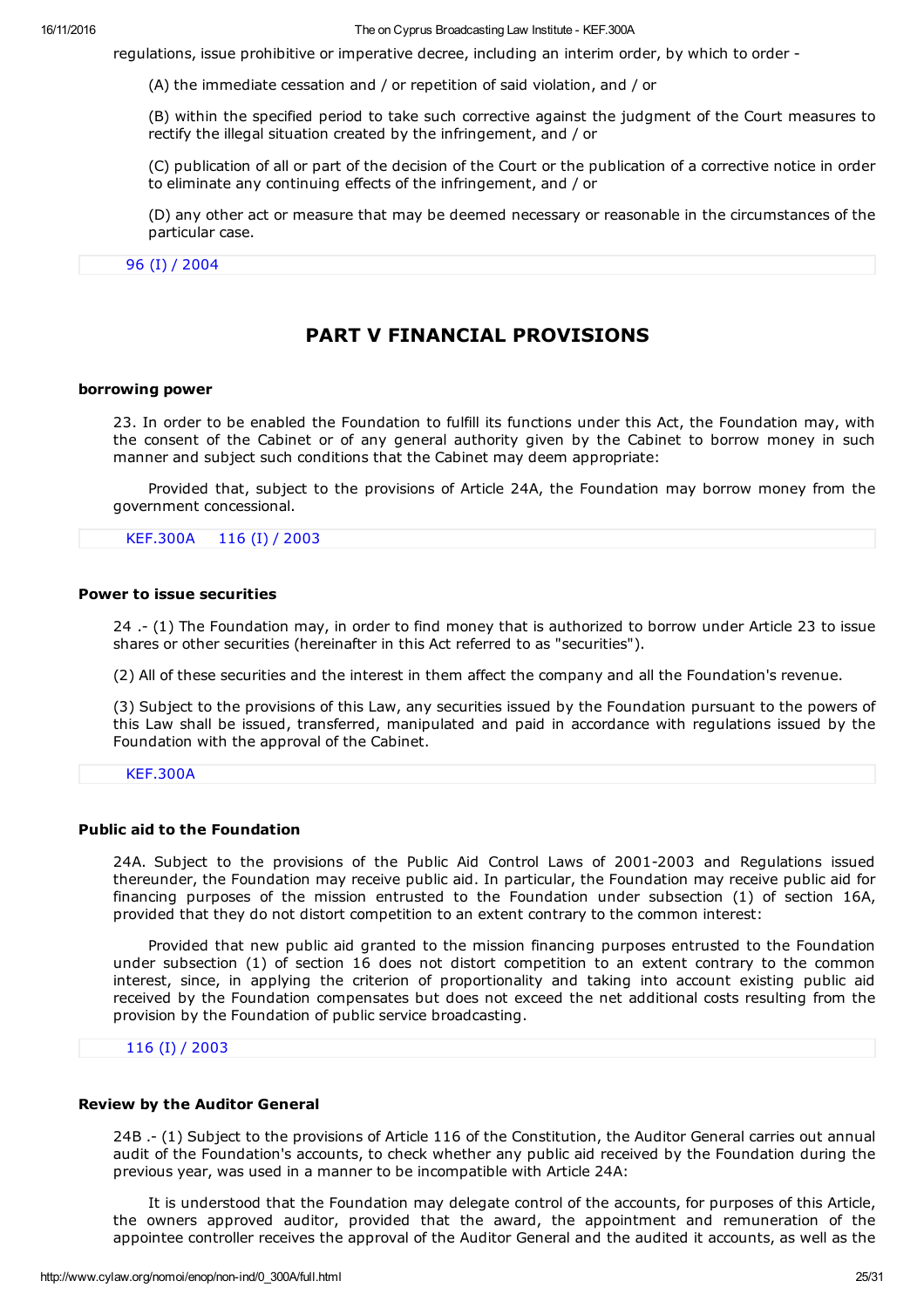regulations, issue prohibitive or imperative decree, including an interim order, by which to order -

(A) the immediate cessation and / or repetition of said violation, and / or

(B) within the specified period to take such corrective against the judgment of the Court measures to rectify the illegal situation created by the infringement, and / or

(C) publication of all or part of the decision of the Court or the publication of a corrective notice in order to eliminate any continuing effects of the infringement, and / or

(D) any other act or measure that may be deemed necessary or reasonable in the circumstances of the particular case.

96 (I) / 2004

## PART V FINANCIAL PROVISIONS

### borrowing power

23. In order to be enabled the Foundation to fulfill its functions under this Act, the Foundation may, with the consent of the Cabinet or of any general authority given by the Cabinet to borrow money in such manner and subject such conditions that the Cabinet may deem appropriate:

Provided that, subject to the provisions of Article 24A, the Foundation may borrow money from the government concessional.

KEF.300A 116 (I) / 2003

### Power to issue securities

24 .- (1) The Foundation may, in order to find money that is authorized to borrow under Article 23 to issue shares or other securities (hereinafter in this Act referred to as "securities").

(2) All of these securities and the interest in them affect the company and all the Foundation's revenue.

(3) Subject to the provisions of this Law, any securities issued by the Foundation pursuant to the powers of this Law shall be issued, transferred, manipulated and paid in accordance with regulations issued by the Foundation with the approval of the Cabinet.

KEF.300A

### Public aid to the Foundation

24A. Subject to the provisions of the Public Aid Control Laws of 2001-2003 and Regulations issued thereunder, the Foundation may receive public aid. In particular, the Foundation may receive public aid for financing purposes of the mission entrusted to the Foundation under subsection (1) of section 16A, provided that they do not distort competition to an extent contrary to the common interest:

Provided that new public aid granted to the mission financing purposes entrusted to the Foundation under subsection (1) of section 16 does not distort competition to an extent contrary to the common interest, since, in applying the criterion of proportionality and taking into account existing public aid received by the Foundation compensates but does not exceed the net additional costs resulting from the provision by the Foundation of public service broadcasting.

116 (I) / 2003

### Review by the Auditor General

24B .- (1) Subject to the provisions of Article 116 of the Constitution, the Auditor General carries out annual audit of the Foundation's accounts, to check whether any public aid received by the Foundation during the previous year, was used in a manner to be incompatible with Article 24A:

It is understood that the Foundation may delegate control of the accounts, for purposes of this Article, the owners approved auditor, provided that the award, the appointment and remuneration of the appointee controller receives the approval of the Auditor General and the audited it accounts, as well as the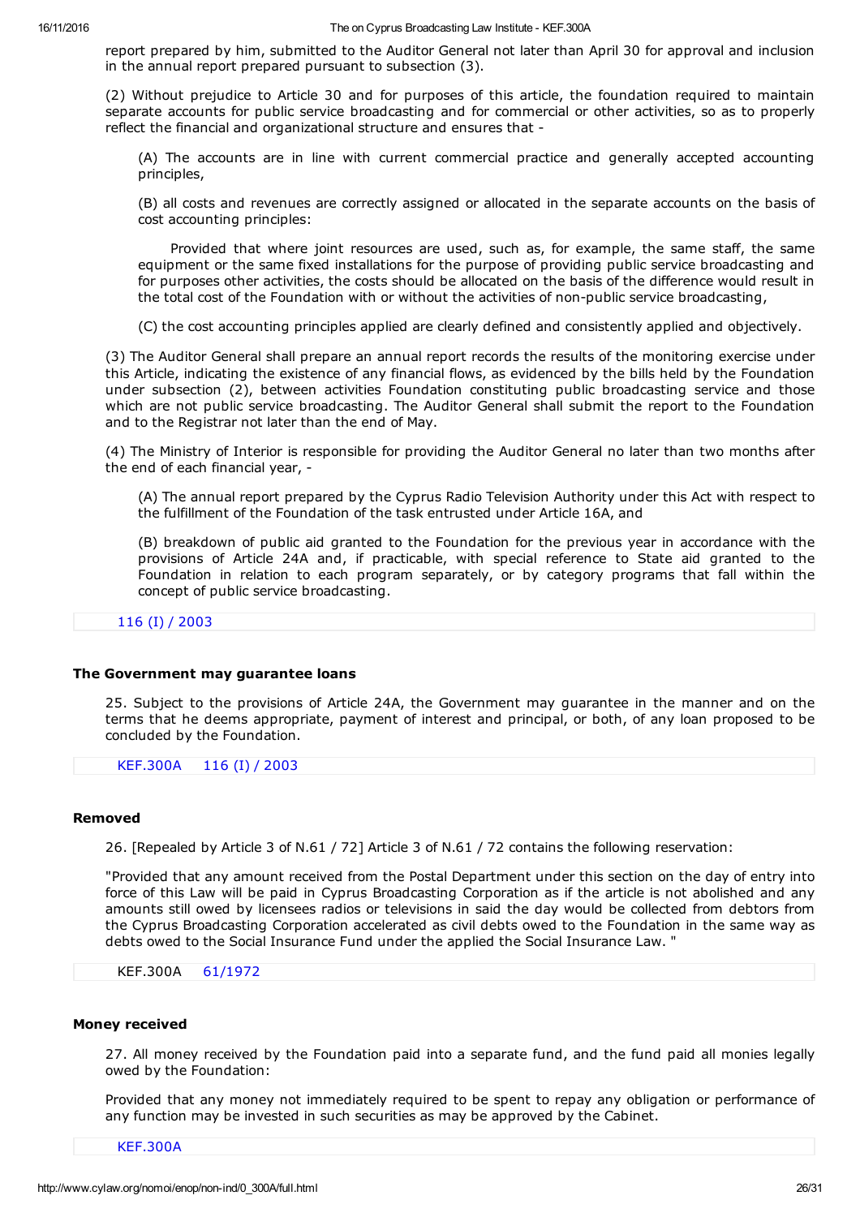report prepared by him, submitted to the Auditor General not later than April 30 for approval and inclusion in the annual report prepared pursuant to subsection (3).

(2) Without prejudice to Article 30 and for purposes of this article, the foundation required to maintain separate accounts for public service broadcasting and for commercial or other activities, so as to properly reflect the financial and organizational structure and ensures that -

(A) The accounts are in line with current commercial practice and generally accepted accounting principles,

(B) all costs and revenues are correctly assigned or allocated in the separate accounts on the basis of cost accounting principles:

Provided that where joint resources are used, such as, for example, the same staff, the same equipment or the same fixed installations for the purpose of providing public service broadcasting and for purposes other activities, the costs should be allocated on the basis of the difference would result in the total cost of the Foundation with or without the activities of non-public service broadcasting,

(C) the cost accounting principles applied are clearly defined and consistently applied and objectively.

(3) The Auditor General shall prepare an annual report records the results of the monitoring exercise under this Article, indicating the existence of any financial flows, as evidenced by the bills held by the Foundation under subsection (2), between activities Foundation constituting public broadcasting service and those which are not public service broadcasting. The Auditor General shall submit the report to the Foundation and to the Registrar not later than the end of May.

(4) The Ministry of Interior is responsible for providing the Auditor General no later than two months after the end of each financial year, -

(A) The annual report prepared by the Cyprus Radio Television Authority under this Act with respect to the fulfillment of the Foundation of the task entrusted under Article 16A, and

(B) breakdown of public aid granted to the Foundation for the previous year in accordance with the provisions of Article 24A and, if practicable, with special reference to State aid granted to the Foundation in relation to each program separately, or by category programs that fall within the concept of public service broadcasting.

116 (I) / 2003

#### The Government may guarantee loans

25. Subject to the provisions of Article 24A, the Government may guarantee in the manner and on the terms that he deems appropriate, payment of interest and principal, or both, of any loan proposed to be concluded by the Foundation.

KEF.300A 116 (I) / 2003

#### Removed

26. [Repealed by Article 3 of N.61 / 72] Article 3 of N.61 / 72 contains the following reservation:

"Provided that any amount received from the Postal Department under this section on the day of entry into force of this Law will be paid in Cyprus Broadcasting Corporation as if the article is not abolished and any amounts still owed by licensees radios or televisions in said the day would be collected from debtors from the Cyprus Broadcasting Corporation accelerated as civil debts owed to the Foundation in the same way as debts owed to the Social Insurance Fund under the applied the Social Insurance Law. "

KEF.300A 61/1972

#### Money received

27. All money received by the Foundation paid into a separate fund, and the fund paid all monies legally owed by the Foundation:

Provided that any money not immediately required to be spent to repay any obligation or performance of any function may be invested in such securities as may be approved by the Cabinet.

KEF.300A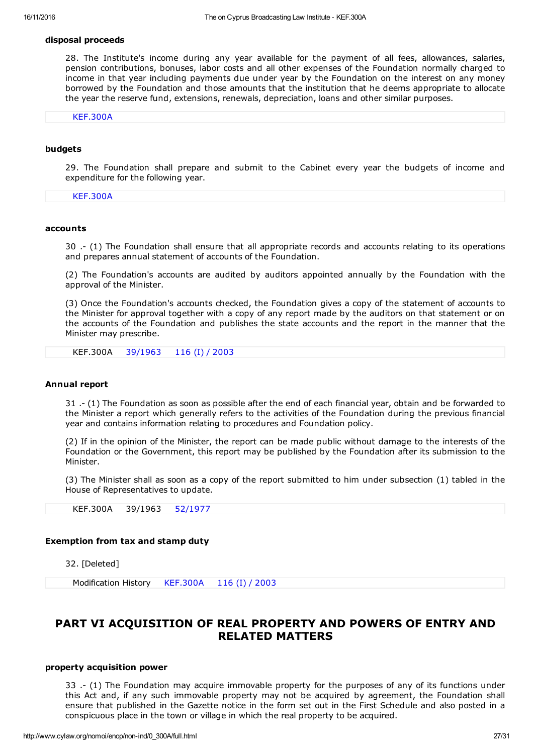#### disposal proceeds

28. The Institute's income during any year available for the payment of all fees, allowances, salaries, pension contributions, bonuses, labor costs and all other expenses of the Foundation normally charged to income in that year including payments due under year by the Foundation on the interest on any money borrowed by the Foundation and those amounts that the institution that he deems appropriate to allocate the year the reserve fund, extensions, renewals, depreciation, loans and other similar purposes.

KEF.300A

#### budgets

29. The Foundation shall prepare and submit to the Cabinet every year the budgets of income and expenditure for the following year.

KEF.300A

#### accounts

30 .- (1) The Foundation shall ensure that all appropriate records and accounts relating to its operations and prepares annual statement of accounts of the Foundation.

(2) The Foundation's accounts are audited by auditors appointed annually by the Foundation with the approval of the Minister.

(3) Once the Foundation's accounts checked, the Foundation gives a copy of the statement of accounts to the Minister for approval together with a copy of any report made by the auditors on that statement or on the accounts of the Foundation and publishes the state accounts and the report in the manner that the Minister may prescribe.

KEF.300A 39/1963 116 (I) / 2003

#### Annual report

31 .- (1) The Foundation as soon as possible after the end of each financial year, obtain and be forwarded to the Minister a report which generally refers to the activities of the Foundation during the previous financial year and contains information relating to procedures and Foundation policy.

(2) If in the opinion of the Minister, the report can be made public without damage to the interests of the Foundation or the Government, this report may be published by the Foundation after its submission to the Minister.

(3) The Minister shall as soon as a copy of the report submitted to him under subsection (1) tabled in the House of Representatives to update.

KEF.300A 39/1963 52/1977

#### Exemption from tax and stamp duty

32. [Deleted]

Modification History KEF.300A 116 (I) / 2003

## PART VI ACQUISITION OF REAL PROPERTY AND POWERS OF ENTRY AND RELATED MATTERS

#### property acquisition power

33 .- (1) The Foundation may acquire immovable property for the purposes of any of its functions under this Act and, if any such immovable property may not be acquired by agreement, the Foundation shall ensure that published in the Gazette notice in the form set out in the First Schedule and also posted in a conspicuous place in the town or village in which the real property to be acquired.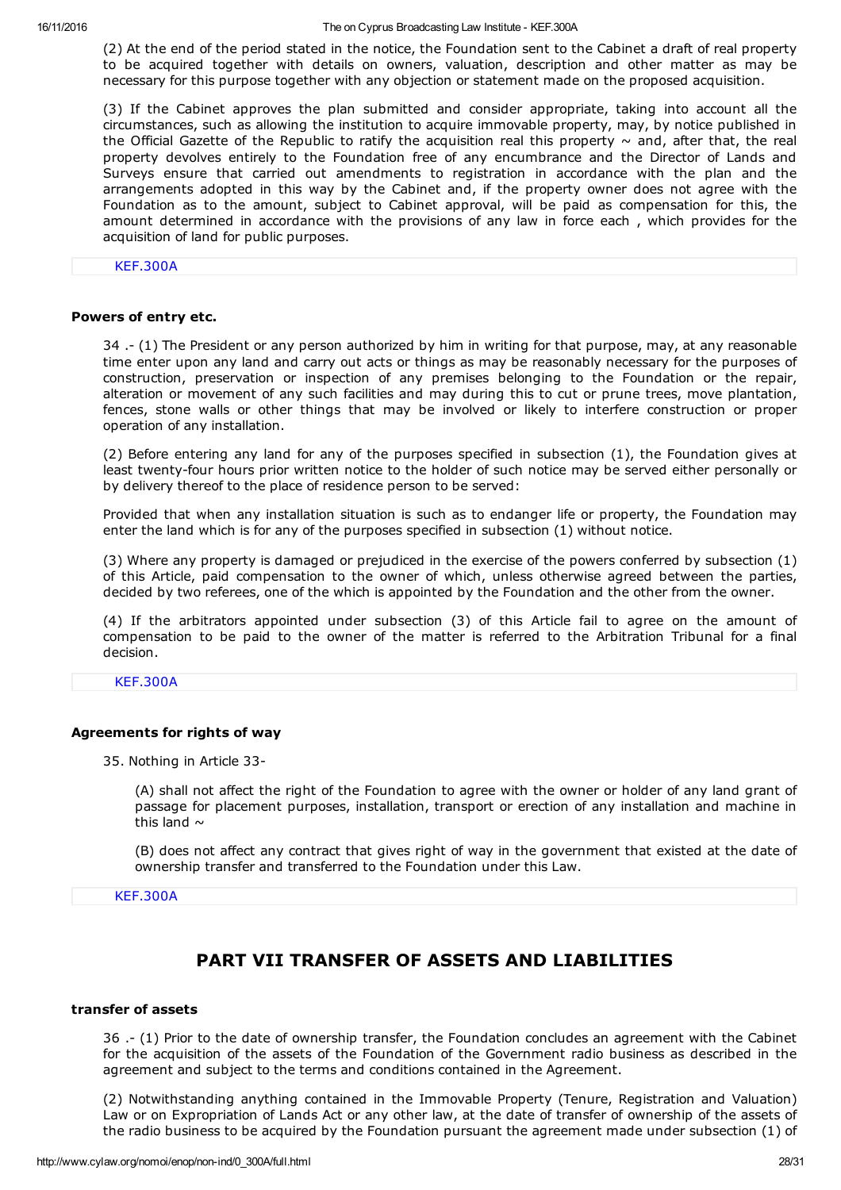(2) At the end of the period stated in the notice, the Foundation sent to the Cabinet a draft of real property to be acquired together with details on owners, valuation, description and other matter as may be necessary for this purpose together with any objection or statement made on the proposed acquisition.

(3) If the Cabinet approves the plan submitted and consider appropriate, taking into account all the circumstances, such as allowing the institution to acquire immovable property, may, by notice published in the Official Gazette of the Republic to ratify the acquisition real this property ~ and, after that, the real property devolves entirely to the Foundation free of any encumbrance and the Director of Lands and Surveys ensure that carried out amendments to registration in accordance with the plan and the arrangements adopted in this way by the Cabinet and, if the property owner does not agree with the Foundation as to the amount, subject to Cabinet approval, will be paid as compensation for this, the amount determined in accordance with the provisions of any law in force each , which provides for the acquisition of land for public purposes.

KEF.300A

### Powers of entry etc.

34 .- (1) The President or any person authorized by him in writing for that purpose, may, at any reasonable time enter upon any land and carry out acts or things as may be reasonably necessary for the purposes of construction, preservation or inspection of any premises belonging to the Foundation or the repair, alteration or movement of any such facilities and may during this to cut or prune trees, move plantation, fences, stone walls or other things that may be involved or likely to interfere construction or proper operation of any installation.

(2) Before entering any land for any of the purposes specified in subsection (1), the Foundation gives at least twenty-four hours prior written notice to the holder of such notice may be served either personally or by delivery thereof to the place of residence person to be served:

Provided that when any installation situation is such as to endanger life or property, the Foundation may enter the land which is for any of the purposes specified in subsection (1) without notice.

(3) Where any property is damaged or prejudiced in the exercise of the powers conferred by subsection (1) of this Article, paid compensation to the owner of which, unless otherwise agreed between the parties, decided by two referees, one of the which is appointed by the Foundation and the other from the owner.

(4) If the arbitrators appointed under subsection (3) of this Article fail to agree on the amount of compensation to be paid to the owner of the matter is referred to the Arbitration Tribunal for a final decision.

KEF.300A

### Agreements for rights of way

35. Nothing in Article 33-

(A) shall not affect the right of the Foundation to agree with the owner or holder of any land grant of passage for placement purposes, installation, transport or erection of any installation and machine in this land ~

(B) does not affect any contract that gives right of way in the government that existed at the date of ownership transfer and transferred to the Foundation under this Law.

KEF.300A

## PART VII TRANSFER OF ASSETS AND LIABILITIES

### transfer of assets

36 .- (1) Prior to the date of ownership transfer, the Foundation concludes an agreement with the Cabinet for the acquisition of the assets of the Foundation of the Government radio business as described in the agreement and subject to the terms and conditions contained in the Agreement.

(2) Notwithstanding anything contained in the Immovable Property (Tenure, Registration and Valuation) Law or on Expropriation of Lands Act or any other law, at the date of transfer of ownership of the assets of the radio business to be acquired by the Foundation pursuant the agreement made under subsection (1) of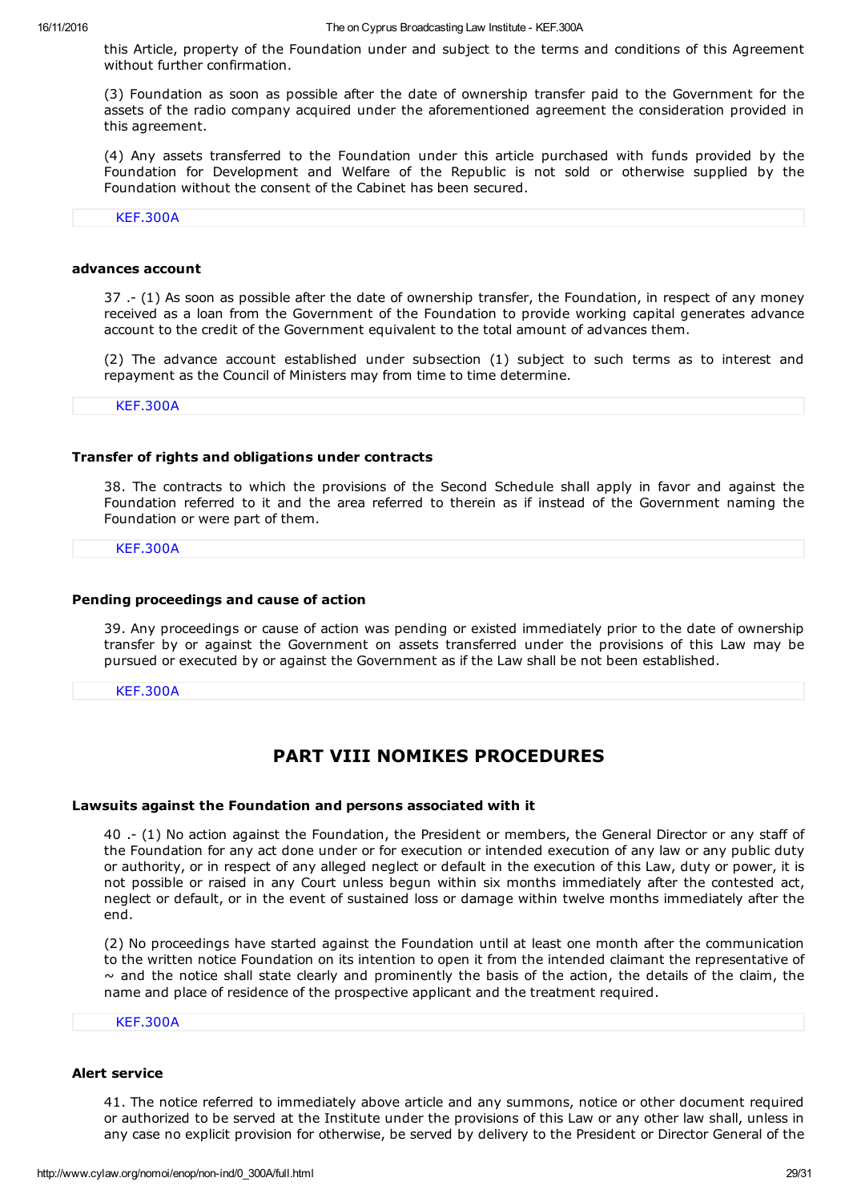this Article, property of the Foundation under and subject to the terms and conditions of this Agreement without further confirmation.

(3) Foundation as soon as possible after the date of ownership transfer paid to the Government for the assets of the radio company acquired under the aforementioned agreement the consideration provided in this agreement.

(4) Any assets transferred to the Foundation under this article purchased with funds provided by the Foundation for Development and Welfare of the Republic is not sold or otherwise supplied by the Foundation without the consent of the Cabinet has been secured.

KEF.300A

#### advances account

37 .- (1) As soon as possible after the date of ownership transfer, the Foundation, in respect of any money received as a loan from the Government of the Foundation to provide working capital generates advance account to the credit of the Government equivalent to the total amount of advances them.

(2) The advance account established under subsection (1) subject to such terms as to interest and repayment as the Council of Ministers may from time to time determine.

KEF.300A

#### Transfer of rights and obligations under contracts

38. The contracts to which the provisions of the Second Schedule shall apply in favor and against the Foundation referred to it and the area referred to therein as if instead of the Government naming the Foundation or were part of them.

KEF.300A

#### Pending proceedings and cause of action

39. Any proceedings or cause of action was pending or existed immediately prior to the date of ownership transfer by or against the Government on assets transferred under the provisions of this Law may be pursued or executed by or against the Government as if the Law shall be not been established.

KEF.300A

## PART VIII NOMIKES PROCEDURES

#### Lawsuits against the Foundation and persons associated with it

40 .- (1) No action against the Foundation, the President or members, the General Director or any staff of the Foundation for any act done under or for execution or intended execution of any law or any public duty or authority, or in respect of any alleged neglect or default in the execution of this Law, duty or power, it is not possible or raised in any Court unless begun within six months immediately after the contested act, neglect or default, or in the event of sustained loss or damage within twelve months immediately after the end.

(2) No proceedings have started against the Foundation until at least one month after the communication to the written notice Foundation on its intention to open it from the intended claimant the representative of ~ and the notice shall state clearly and prominently the basis of the action, the details of the claim, the name and place of residence of the prospective applicant and the treatment required.

KEF.300A

#### Alert service

41. The notice referred to immediately above article and any summons, notice or other document required or authorized to be served at the Institute under the provisions of this Law or any other law shall, unless in any case no explicit provision for otherwise, be served by delivery to the President or Director General of the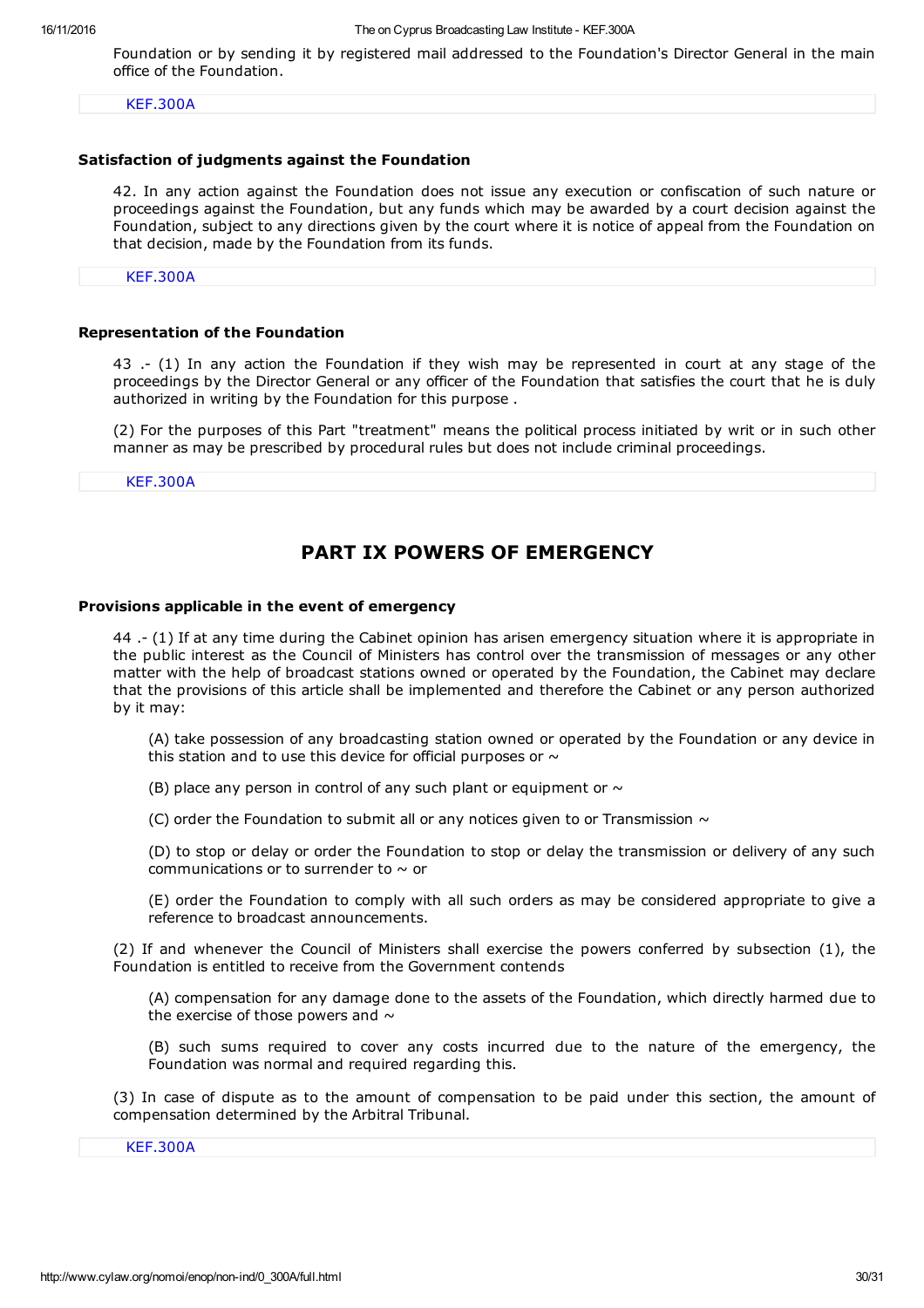Foundation or by sending it by registered mail addressed to the Foundation's Director General in the main office of the Foundation.

KEF.300A

### Satisfaction of judgments against the Foundation

42. In any action against the Foundation does not issue any execution or confiscation of such nature or proceedings against the Foundation, but any funds which may be awarded by a court decision against the Foundation, subject to any directions given by the court where it is notice of appeal from the Foundation on that decision, made by the Foundation from its funds.

KEF.300A

### Representation of the Foundation

43 .- (1) In any action the Foundation if they wish may be represented in court at any stage of the proceedings by the Director General or any officer of the Foundation that satisfies the court that he is duly authorized in writing by the Foundation for this purpose .

(2) For the purposes of this Part "treatment" means the political process initiated by writ or in such other manner as may be prescribed by procedural rules but does not include criminal proceedings.

KEF.300A

## PART IX POWERS OF EMERGENCY

### Provisions applicable in the event of emergency

44 .- (1) If at any time during the Cabinet opinion has arisen emergency situation where it is appropriate in the public interest as the Council of Ministers has control over the transmission of messages or any other matter with the help of broadcast stations owned or operated by the Foundation, the Cabinet may declare that the provisions of this article shall be implemented and therefore the Cabinet or any person authorized by it may:

(A) take possession of any broadcasting station owned or operated by the Foundation or any device in this station and to use this device for official purposes or ~

(B) place any person in control of any such plant or equipment or ~

(C) order the Foundation to submit all or any notices given to or Transmission ~

(D) to stop or delay or order the Foundation to stop or delay the transmission or delivery of any such communications or to surrender to ~ or

(E) order the Foundation to comply with all such orders as may be considered appropriate to give a reference to broadcast announcements.

(2) If and whenever the Council of Ministers shall exercise the powers conferred by subsection (1), the Foundation is entitled to receive from the Government contends

(A) compensation for any damage done to the assets of the Foundation, which directly harmed due to the exercise of those powers and ~

(B) such sums required to cover any costs incurred due to the nature of the emergency, the Foundation was normal and required regarding this.

(3) In case of dispute as to the amount of compensation to be paid under this section, the amount of compensation determined by the Arbitral Tribunal.

KEF.300A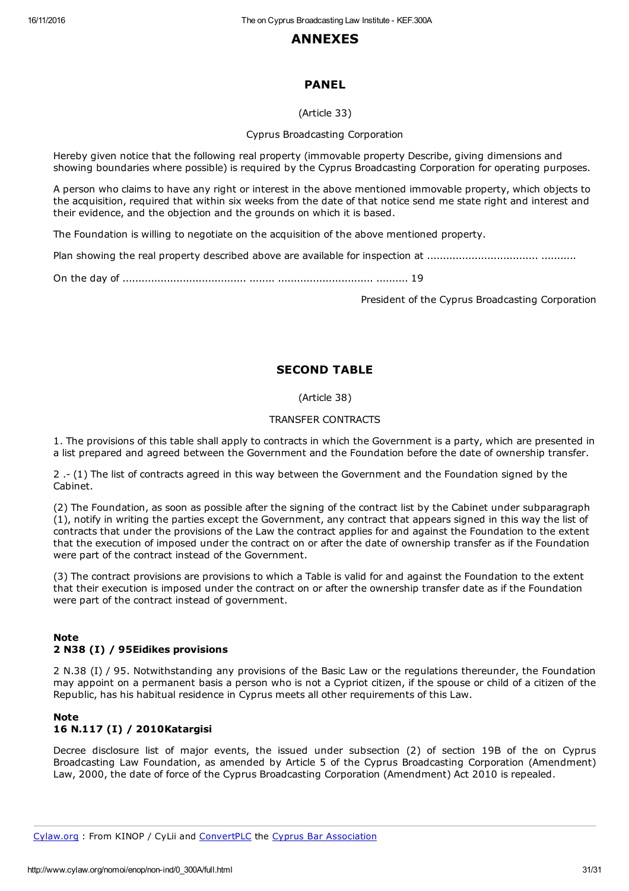# ANNEXES

## PANEL

(Article 33)

Cyprus Broadcasting Corporation

Hereby given notice that the following real property (immovable property Describe, giving dimensions and showing boundaries where possible) is required by the Cyprus Broadcasting Corporation for operating purposes.

A person who claims to have any right or interest in the above mentioned immovable property, which objects to the acquisition, required that within six weeks from the date of that notice send me state right and interest and their evidence, and the objection and the grounds on which it is based.

The Foundation is willing to negotiate on the acquisition of the above mentioned property.

Plan showing the real property described above are available for inspection at .................................. ...........

On the day of ....................................... ........ ............................. .......... 19

President of the Cyprus Broadcasting Corporation

## SECOND TABLE

(Article 38)

TRANSFER CONTRACTS

1. The provisions of this table shall apply to contracts in which the Government is a party, which are presented in a list prepared and agreed between the Government and the Foundation before the date of ownership transfer.

2 .- (1) The list of contracts agreed in this way between the Government and the Foundation signed by the Cabinet.

(2) The Foundation, as soon as possible after the signing of the contract list by the Cabinet under subparagraph (1), notify in writing the parties except the Government, any contract that appears signed in this way the list of contracts that under the provisions of the Law the contract applies for and against the Foundation to the extent that the execution of imposed under the contract on or after the date of ownership transfer as if the Foundation were part of the contract instead of the Government.

(3) The contract provisions are provisions to which a Table is valid for and against the Foundation to the extent that their execution is imposed under the contract on or after the ownership transfer date as if the Foundation were part of the contract instead of government.

**Note**
**2 N38 (I) / 95Eidikes provisions**

2 N.38 (I) / 95. Notwithstanding any provisions of the Basic Law or the regulations thereunder, the Foundation may appoint on a permanent basis a person who is not a Cypriot citizen, if the spouse or child of a citizen of the Republic, has his habitual residence in Cyprus meets all other requirements of this Law.

**Note**
**16 N.117 (I) / 2010Katargisi**

Decree disclosure list of major events, the issued under subsection (2) of section 19B of the on Cyprus Broadcasting Law Foundation, as amended by Article 5 of the Cyprus Broadcasting Corporation (Amendment) Law, 2000, the date of force of the Cyprus Broadcasting Corporation (Amendment) Act 2010 is repealed.

---

Cylaw.org : From KINOP / CyLii and ConvertPLC the Cyprus Bar Association